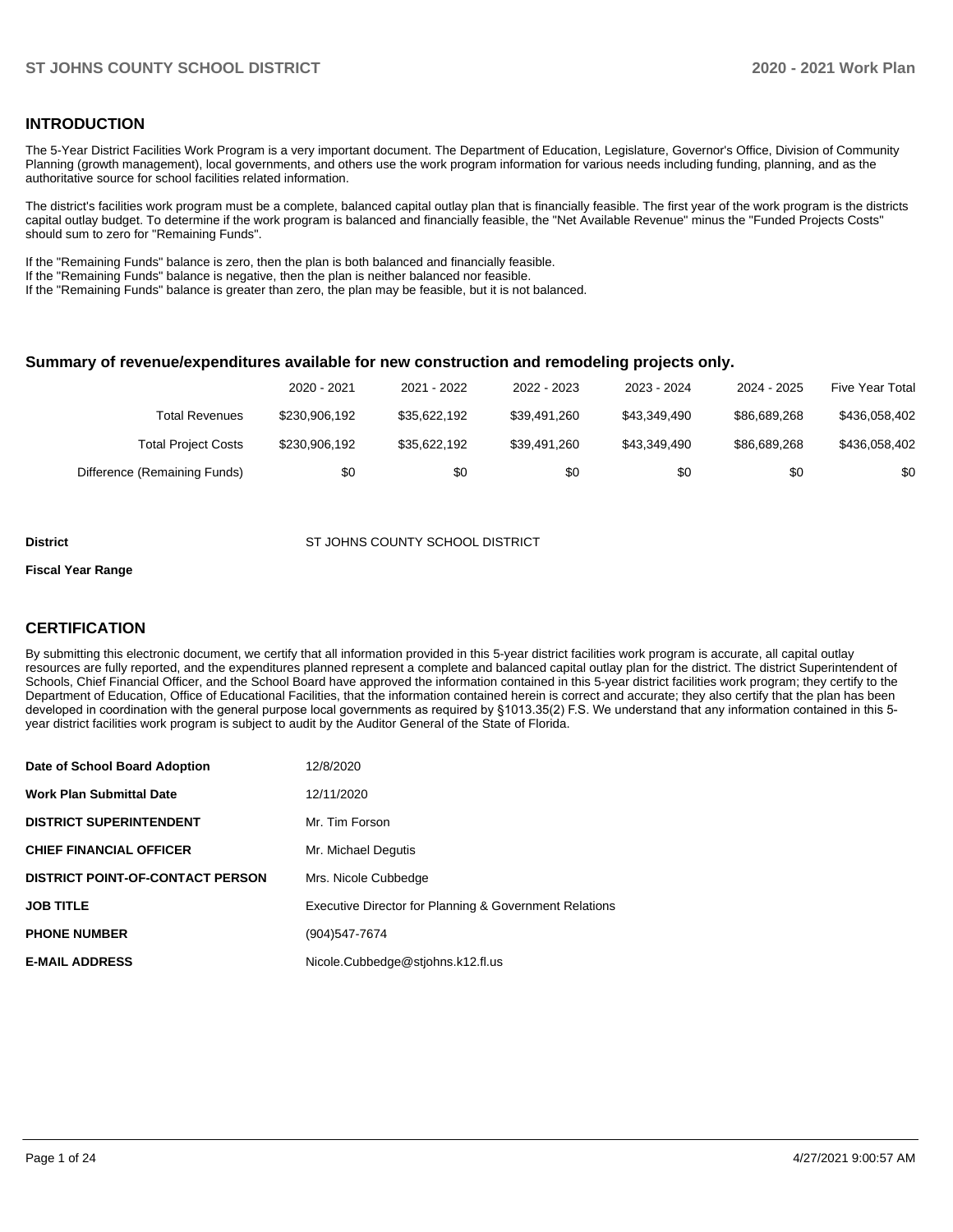## INTRODUCTION

The 5-Year District Facilities Work Program is a very important document. The Department of Education, Legislature, Governor's Office, Division of Community Planning (growth management), local governments, and others use the work program information for various needs including funding, planning, and as the authoritative source for school facilities related information.

The district's facilities work program must be a complete, balanced capital outlay plan that is financially feasible. The first year of the work program is the districts capital outlay budget. To determine if the work program is balanced and financially feasible, the "Net Available Revenue" minus the "Funded Projects Costs" should sum to zero for "Remaining Funds".

If the "Remaining Funds" balance is zero, then the plan is both balanced and financially feasible.
If the "Remaining Funds" balance is negative, then the plan is neither balanced nor feasible.
If the "Remaining Funds" balance is greater than zero, the plan may be feasible, but it is not balanced.

### Summary of revenue/expenditures available for new construction and remodeling projects only.

| | 2020 - 2021 | 2021 - 2022 | 2022 - 2023 | 2023 - 2024 | 2024 - 2025 | Five Year Total |
|---|---|---|---|---|---|---|
| Total Revenues | $230,906,192 | $35,622,192 | $39,491,260 | $43,349,490 | $86,689,268 | $436,058,402 |
| Total Project Costs | $230,906,192 | $35,622,192 | $39,491,260 | $43,349,490 | $86,689,268 | $436,058,402 |
| Difference (Remaining Funds) | $0 | $0 | $0 | $0 | $0 | $0 |

**District** ST JOHNS COUNTY SCHOOL DISTRICT

**Fiscal Year Range**

## CERTIFICATION

By submitting this electronic document, we certify that all information provided in this 5-year district facilities work program is accurate, all capital outlay resources are fully reported, and the expenditures planned represent a complete and balanced capital outlay plan for the district. The district Superintendent of Schools, Chief Financial Officer, and the School Board have approved the information contained in this 5-year district facilities work program; they certify to the Department of Education, Office of Educational Facilities, that the information contained herein is correct and accurate; they also certify that the plan has been developed in coordination with the general purpose local governments as required by §1013.35(2) F.S. We understand that any information contained in this 5-year district facilities work program is subject to audit by the Auditor General of the State of Florida.

| | |
|---|---|
| **Date of School Board Adoption** | 12/8/2020 |
| **Work Plan Submittal Date** | 12/11/2020 |
| **DISTRICT SUPERINTENDENT** | Mr. Tim Forson |
| **CHIEF FINANCIAL OFFICER** | Mr. Michael Degutis |
| **DISTRICT POINT-OF-CONTACT PERSON** | Mrs. Nicole Cubbedge |
| **JOB TITLE** | Executive Director for Planning & Government Relations |
| **PHONE NUMBER** | (904)547-7674 |
| **E-MAIL ADDRESS** | Nicole.Cubbedge@stjohns.k12.fl.us |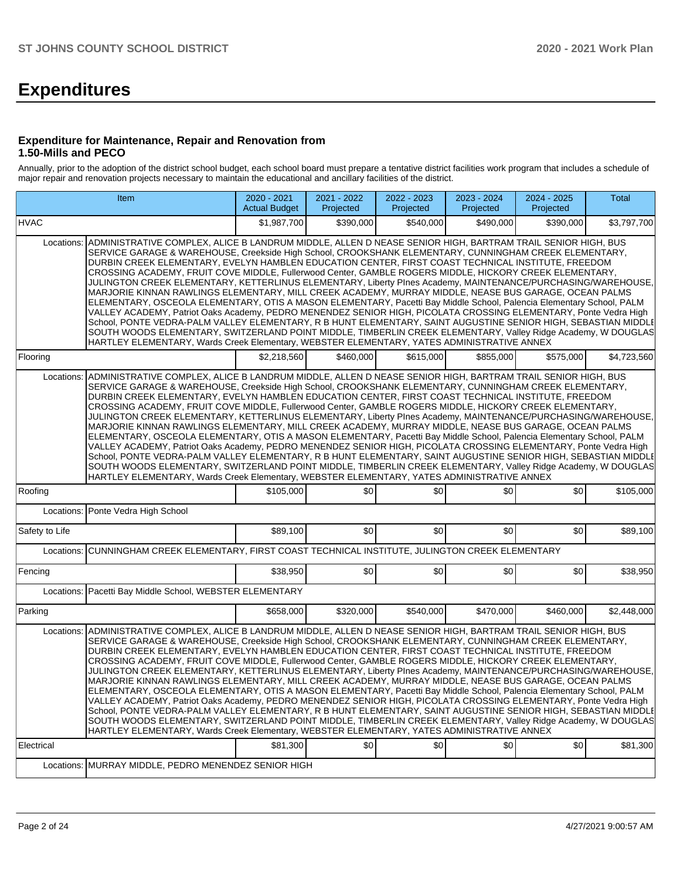# Expenditures

### Expenditure for Maintenance, Repair and Renovation from 1.50-Mills and PECO

Annually, prior to the adoption of the district school budget, each school board must prepare a tentative district facilities work program that includes a schedule of major repair and renovation projects necessary to maintain the educational and ancillary facilities of the district.

| Item | | 2020 - 2021 Actual Budget | 2021 - 2022 Projected | 2022 - 2023 Projected | 2023 - 2024 Projected | 2024 - 2025 Projected | Total |
|---|---|---|---|---|---|---|---|
| HVAC | | $1,987,700 | $390,000 | $540,000 | $490,000 | $390,000 | $3,797,700 |
| Locations: | ADMINISTRATIVE COMPLEX, ALICE B LANDRUM MIDDLE, ALLEN D NEASE SENIOR HIGH, BARTRAM TRAIL SENIOR HIGH, BUS SERVICE GARAGE & WAREHOUSE, Creekside High School, CROOKSHANK ELEMENTARY, CUNNINGHAM CREEK ELEMENTARY, DURBIN CREEK ELEMENTARY, EVELYN HAMBLEN EDUCATION CENTER, FIRST COAST TECHNICAL INSTITUTE, FREEDOM CROSSING ACADEMY, FRUIT COVE MIDDLE, Fullerwood Center, GAMBLE ROGERS MIDDLE, HICKORY CREEK ELEMENTARY, JULINGTON CREEK ELEMENTARY, KETTERLINUS ELEMENTARY, Liberty PInes Academy, MAINTENANCE/PURCHASING/WAREHOUSE, MARJORIE KINNAN RAWLINGS ELEMENTARY, MILL CREEK ACADEMY, MURRAY MIDDLE, NEASE BUS GARAGE, OCEAN PALMS ELEMENTARY, OSCEOLA ELEMENTARY, OTIS A MASON ELEMENTARY, Pacetti Bay Middle School, Palencia Elementary School, PALM VALLEY ACADEMY, Patriot Oaks Academy, PEDRO MENENDEZ SENIOR HIGH, PICOLATA CROSSING ELEMENTARY, Ponte Vedra High School, PONTE VEDRA-PALM VALLEY ELEMENTARY, R B HUNT ELEMENTARY, SAINT AUGUSTINE SENIOR HIGH, SEBASTIAN MIDDLE, SOUTH WOODS ELEMENTARY, SWITZERLAND POINT MIDDLE, TIMBERLIN CREEK ELEMENTARY, Valley Ridge Academy, W DOUGLAS HARTLEY ELEMENTARY, Wards Creek Elementary, WEBSTER ELEMENTARY, YATES ADMINISTRATIVE ANNEX | | | | | | |
| Flooring | | $2,218,560 | $460,000 | $615,000 | $855,000 | $575,000 | $4,723,560 |
| Locations: | ADMINISTRATIVE COMPLEX, ALICE B LANDRUM MIDDLE, ALLEN D NEASE SENIOR HIGH, BARTRAM TRAIL SENIOR HIGH, BUS SERVICE GARAGE & WAREHOUSE, Creekside High School, CROOKSHANK ELEMENTARY, CUNNINGHAM CREEK ELEMENTARY, DURBIN CREEK ELEMENTARY, EVELYN HAMBLEN EDUCATION CENTER, FIRST COAST TECHNICAL INSTITUTE, FREEDOM CROSSING ACADEMY, FRUIT COVE MIDDLE, Fullerwood Center, GAMBLE ROGERS MIDDLE, HICKORY CREEK ELEMENTARY, JULINGTON CREEK ELEMENTARY, KETTERLINUS ELEMENTARY, Liberty PInes Academy, MAINTENANCE/PURCHASING/WAREHOUSE, MARJORIE KINNAN RAWLINGS ELEMENTARY, MILL CREEK ACADEMY, MURRAY MIDDLE, NEASE BUS GARAGE, OCEAN PALMS ELEMENTARY, OSCEOLA ELEMENTARY, OTIS A MASON ELEMENTARY, Pacetti Bay Middle School, Palencia Elementary School, PALM VALLEY ACADEMY, Patriot Oaks Academy, PEDRO MENENDEZ SENIOR HIGH, PICOLATA CROSSING ELEMENTARY, Ponte Vedra High School, PONTE VEDRA-PALM VALLEY ELEMENTARY, R B HUNT ELEMENTARY, SAINT AUGUSTINE SENIOR HIGH, SEBASTIAN MIDDLE, SOUTH WOODS ELEMENTARY, SWITZERLAND POINT MIDDLE, TIMBERLIN CREEK ELEMENTARY, Valley Ridge Academy, W DOUGLAS HARTLEY ELEMENTARY, Wards Creek Elementary, WEBSTER ELEMENTARY, YATES ADMINISTRATIVE ANNEX | | | | | | |
| Roofing | | $105,000 | $0 | $0 | $0 | $0 | $105,000 |
| Locations: | Ponte Vedra High School | | | | | | |
| Safety to Life | | $89,100 | $0 | $0 | $0 | $0 | $89,100 |
| Locations: | CUNNINGHAM CREEK ELEMENTARY, FIRST COAST TECHNICAL INSTITUTE, JULINGTON CREEK ELEMENTARY | | | | | | |
| Fencing | | $38,950 | $0 | $0 | $0 | $0 | $38,950 |
| Locations: | Pacetti Bay Middle School, WEBSTER ELEMENTARY | | | | | | |
| Parking | | $658,000 | $320,000 | $540,000 | $470,000 | $460,000 | $2,448,000 |
| Locations: | ADMINISTRATIVE COMPLEX, ALICE B LANDRUM MIDDLE, ALLEN D NEASE SENIOR HIGH, BARTRAM TRAIL SENIOR HIGH, BUS SERVICE GARAGE & WAREHOUSE, Creekside High School, CROOKSHANK ELEMENTARY, CUNNINGHAM CREEK ELEMENTARY, DURBIN CREEK ELEMENTARY, EVELYN HAMBLEN EDUCATION CENTER, FIRST COAST TECHNICAL INSTITUTE, FREEDOM CROSSING ACADEMY, FRUIT COVE MIDDLE, Fullerwood Center, GAMBLE ROGERS MIDDLE, HICKORY CREEK ELEMENTARY, JULINGTON CREEK ELEMENTARY, KETTERLINUS ELEMENTARY, Liberty PInes Academy, MAINTENANCE/PURCHASING/WAREHOUSE, MARJORIE KINNAN RAWLINGS ELEMENTARY, MILL CREEK ACADEMY, MURRAY MIDDLE, NEASE BUS GARAGE, OCEAN PALMS ELEMENTARY, OSCEOLA ELEMENTARY, OTIS A MASON ELEMENTARY, Pacetti Bay Middle School, Palencia Elementary School, PALM VALLEY ACADEMY, Patriot Oaks Academy, PEDRO MENENDEZ SENIOR HIGH, PICOLATA CROSSING ELEMENTARY, Ponte Vedra High School, PONTE VEDRA-PALM VALLEY ELEMENTARY, R B HUNT ELEMENTARY, SAINT AUGUSTINE SENIOR HIGH, SEBASTIAN MIDDLE, SOUTH WOODS ELEMENTARY, SWITZERLAND POINT MIDDLE, TIMBERLIN CREEK ELEMENTARY, Valley Ridge Academy, W DOUGLAS HARTLEY ELEMENTARY, Wards Creek Elementary, WEBSTER ELEMENTARY, YATES ADMINISTRATIVE ANNEX | | | | | | |
| Electrical | | $81,300 | $0 | $0 | $0 | $0 | $81,300 |
| Locations: | MURRAY MIDDLE, PEDRO MENENDEZ SENIOR HIGH | | | | | | |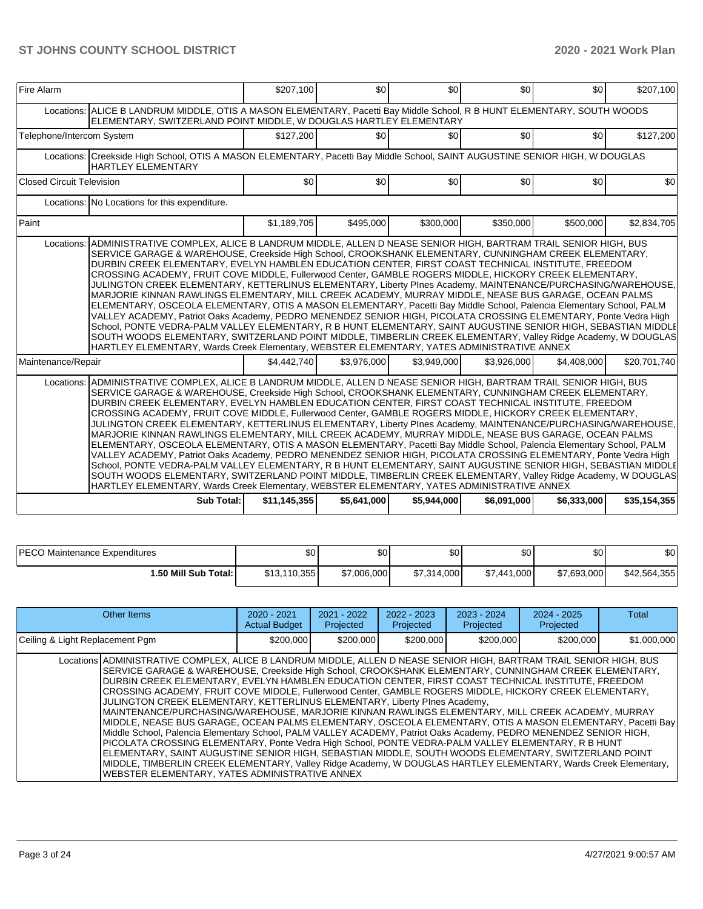| | | | | | | |
|---|---|---|---|---|---|---|
| Fire Alarm | | $207,100 | $0 | $0 | $0 | $0 | $207,100 |
| Locations: | ALICE B LANDRUM MIDDLE, OTIS A MASON ELEMENTARY, Pacetti Bay Middle School, R B HUNT ELEMENTARY, SOUTH WOODS ELEMENTARY, SWITZERLAND POINT MIDDLE, W DOUGLAS HARTLEY ELEMENTARY | | | | | | |
| Telephone/Intercom System | | $127,200 | $0 | $0 | $0 | $0 | $127,200 |
| Locations: | Creekside High School, OTIS A MASON ELEMENTARY, Pacetti Bay Middle School, SAINT AUGUSTINE SENIOR HIGH, W DOUGLAS HARTLEY ELEMENTARY | | | | | | |
| Closed Circuit Television | | $0 | $0 | $0 | $0 | $0 | $0 |
| Locations: | No Locations for this expenditure. | | | | | | |
| Paint | | $1,189,705 | $495,000 | $300,000 | $350,000 | $500,000 | $2,834,705 |
| Locations: | ADMINISTRATIVE COMPLEX, ALICE B LANDRUM MIDDLE, ALLEN D NEASE SENIOR HIGH, BARTRAM TRAIL SENIOR HIGH, BUS SERVICE GARAGE & WAREHOUSE, Creekside High School, CROOKSHANK ELEMENTARY, CUNNINGHAM CREEK ELEMENTARY, DURBIN CREEK ELEMENTARY, EVELYN HAMBLEN EDUCATION CENTER, FIRST COAST TECHNICAL INSTITUTE, FREEDOM CROSSING ACADEMY, FRUIT COVE MIDDLE, Fullerwood Center, GAMBLE ROGERS MIDDLE, HICKORY CREEK ELEMENTARY, JULINGTON CREEK ELEMENTARY, KETTERLINUS ELEMENTARY, Liberty PInes Academy, MAINTENANCE/PURCHASING/WAREHOUSE, MARJORIE KINNAN RAWLINGS ELEMENTARY, MILL CREEK ACADEMY, MURRAY MIDDLE, NEASE BUS GARAGE, OCEAN PALMS ELEMENTARY, OSCEOLA ELEMENTARY, OTIS A MASON ELEMENTARY, Pacetti Bay Middle School, Palencia Elementary School, PALM VALLEY ACADEMY, Patriot Oaks Academy, PEDRO MENENDEZ SENIOR HIGH, PICOLATA CROSSING ELEMENTARY, Ponte Vedra High School, PONTE VEDRA-PALM VALLEY ELEMENTARY, R B HUNT ELEMENTARY, SAINT AUGUSTINE SENIOR HIGH, SEBASTIAN MIDDLE, SOUTH WOODS ELEMENTARY, SWITZERLAND POINT MIDDLE, TIMBERLIN CREEK ELEMENTARY, Valley Ridge Academy, W DOUGLAS HARTLEY ELEMENTARY, Wards Creek Elementary, WEBSTER ELEMENTARY, YATES ADMINISTRATIVE ANNEX | | | | | | |
| Maintenance/Repair | | $4,442,740 | $3,976,000 | $3,949,000 | $3,926,000 | $4,408,000 | $20,701,740 |
| Locations: | ADMINISTRATIVE COMPLEX, ALICE B LANDRUM MIDDLE, ALLEN D NEASE SENIOR HIGH, BARTRAM TRAIL SENIOR HIGH, BUS SERVICE GARAGE & WAREHOUSE, Creekside High School, CROOKSHANK ELEMENTARY, CUNNINGHAM CREEK ELEMENTARY, DURBIN CREEK ELEMENTARY, EVELYN HAMBLEN EDUCATION CENTER, FIRST COAST TECHNICAL INSTITUTE, FREEDOM CROSSING ACADEMY, FRUIT COVE MIDDLE, Fullerwood Center, GAMBLE ROGERS MIDDLE, HICKORY CREEK ELEMENTARY, JULINGTON CREEK ELEMENTARY, KETTERLINUS ELEMENTARY, Liberty PInes Academy, MAINTENANCE/PURCHASING/WAREHOUSE, MARJORIE KINNAN RAWLINGS ELEMENTARY, MILL CREEK ACADEMY, MURRAY MIDDLE, NEASE BUS GARAGE, OCEAN PALMS ELEMENTARY, OSCEOLA ELEMENTARY, OTIS A MASON ELEMENTARY, Pacetti Bay Middle School, Palencia Elementary School, PALM VALLEY ACADEMY, Patriot Oaks Academy, PEDRO MENENDEZ SENIOR HIGH, PICOLATA CROSSING ELEMENTARY, Ponte Vedra High School, PONTE VEDRA-PALM VALLEY ELEMENTARY, R B HUNT ELEMENTARY, SAINT AUGUSTINE SENIOR HIGH, SEBASTIAN MIDDLE, SOUTH WOODS ELEMENTARY, SWITZERLAND POINT MIDDLE, TIMBERLIN CREEK ELEMENTARY, Valley Ridge Academy, W DOUGLAS HARTLEY ELEMENTARY, Wards Creek Elementary, WEBSTER ELEMENTARY, YATES ADMINISTRATIVE ANNEX | | | | | | |
| | **Sub Total:** | **$11,145,355** | **$5,641,000** | **$5,944,000** | **$6,091,000** | **$6,333,000** | **$35,154,355** |

| | | | | | | |
|---|---|---|---|---|---|---|
| PECO Maintenance Expenditures | $0 | $0 | $0 | $0 | $0 | $0 |
| **1.50 Mill Sub Total:** | $13,110,355 | $7,006,000 | $7,314,000 | $7,441,000 | $7,693,000 | $42,564,355 |

| Other Items | | 2020 - 2021 Actual Budget | 2021 - 2022 Projected | 2022 - 2023 Projected | 2023 - 2024 Projected | 2024 - 2025 Projected | Total |
|---|---|---|---|---|---|---|---|
| Ceiling & Light Replacement Pgm | | $200,000 | $200,000 | $200,000 | $200,000 | $200,000 | $1,000,000 |
| Locations | ADMINISTRATIVE COMPLEX, ALICE B LANDRUM MIDDLE, ALLEN D NEASE SENIOR HIGH, BARTRAM TRAIL SENIOR HIGH, BUS SERVICE GARAGE & WAREHOUSE, Creekside High School, CROOKSHANK ELEMENTARY, CUNNINGHAM CREEK ELEMENTARY, DURBIN CREEK ELEMENTARY, EVELYN HAMBLEN EDUCATION CENTER, FIRST COAST TECHNICAL INSTITUTE, FREEDOM CROSSING ACADEMY, FRUIT COVE MIDDLE, Fullerwood Center, GAMBLE ROGERS MIDDLE, HICKORY CREEK ELEMENTARY, JULINGTON CREEK ELEMENTARY, KETTERLINUS ELEMENTARY, Liberty PInes Academy, MAINTENANCE/PURCHASING/WAREHOUSE, MARJORIE KINNAN RAWLINGS ELEMENTARY, MILL CREEK ACADEMY, MURRAY MIDDLE, NEASE BUS GARAGE, OCEAN PALMS ELEMENTARY, OSCEOLA ELEMENTARY, OTIS A MASON ELEMENTARY, Pacetti Bay Middle School, Palencia Elementary School, PALM VALLEY ACADEMY, Patriot Oaks Academy, PEDRO MENENDEZ SENIOR HIGH, PICOLATA CROSSING ELEMENTARY, Ponte Vedra High School, PONTE VEDRA-PALM VALLEY ELEMENTARY, R B HUNT ELEMENTARY, SAINT AUGUSTINE SENIOR HIGH, SEBASTIAN MIDDLE, SOUTH WOODS ELEMENTARY, SWITZERLAND POINT MIDDLE, TIMBERLIN CREEK ELEMENTARY, Valley Ridge Academy, W DOUGLAS HARTLEY ELEMENTARY, Wards Creek Elementary, WEBSTER ELEMENTARY, YATES ADMINISTRATIVE ANNEX | | | | | | |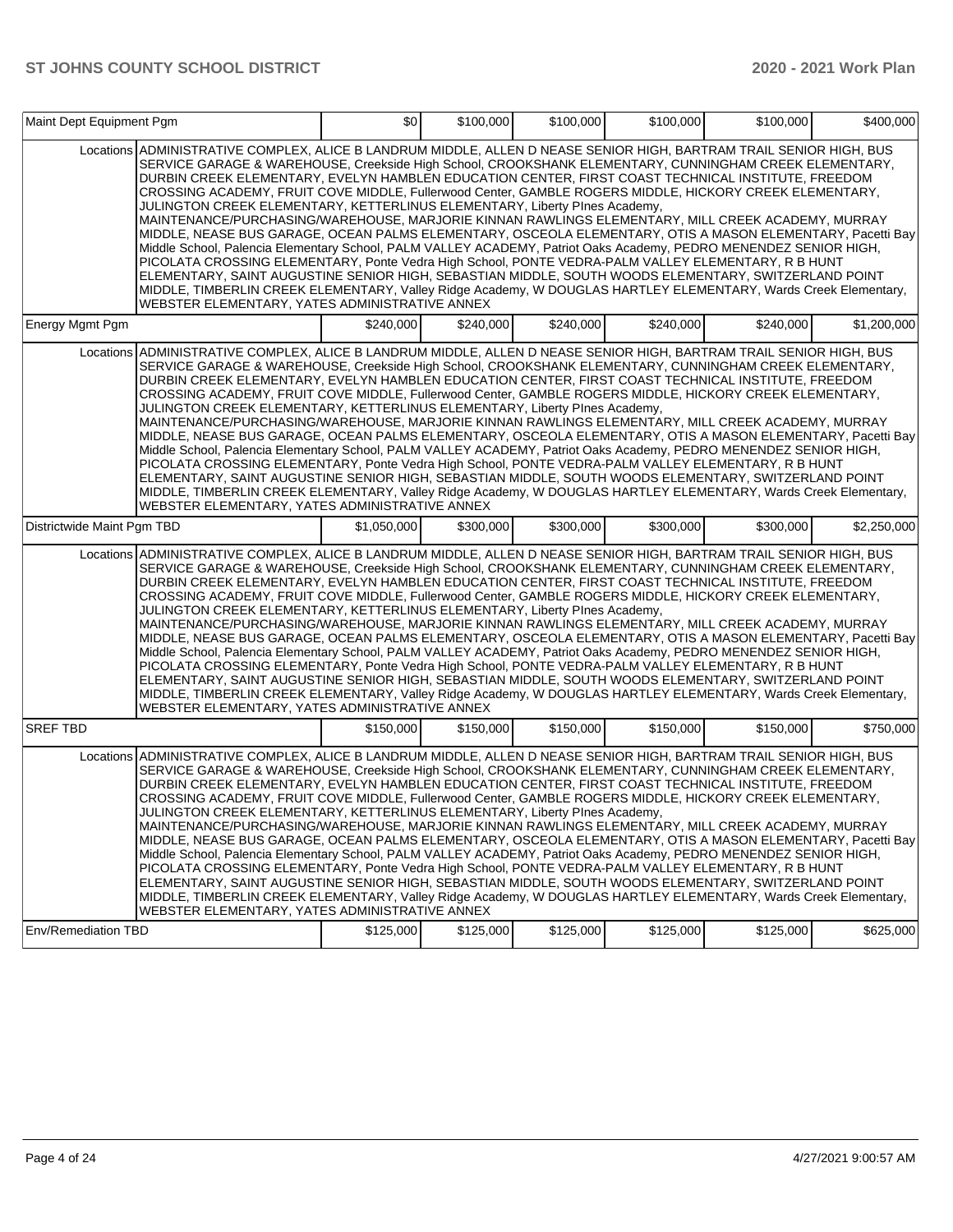| | | | | | | | |
|---|---|---|---|---|---|---|---|
| Maint Dept Equipment Pgm | | $0 | $100,000 | $100,000 | $100,000 | $100,000 | $400,000 |
| | Locations | ADMINISTRATIVE COMPLEX, ALICE B LANDRUM MIDDLE, ALLEN D NEASE SENIOR HIGH, BARTRAM TRAIL SENIOR HIGH, BUS SERVICE GARAGE & WAREHOUSE, Creekside High School, CROOKSHANK ELEMENTARY, CUNNINGHAM CREEK ELEMENTARY, DURBIN CREEK ELEMENTARY, EVELYN HAMBLEN EDUCATION CENTER, FIRST COAST TECHNICAL INSTITUTE, FREEDOM CROSSING ACADEMY, FRUIT COVE MIDDLE, Fullerwood Center, GAMBLE ROGERS MIDDLE, HICKORY CREEK ELEMENTARY, JULINGTON CREEK ELEMENTARY, KETTERLINUS ELEMENTARY, Liberty PInes Academy, MAINTENANCE/PURCHASING/WAREHOUSE, MARJORIE KINNAN RAWLINGS ELEMENTARY, MILL CREEK ACADEMY, MURRAY MIDDLE, NEASE BUS GARAGE, OCEAN PALMS ELEMENTARY, OSCEOLA ELEMENTARY, OTIS A MASON ELEMENTARY, Pacetti Bay Middle School, Palencia Elementary School, PALM VALLEY ACADEMY, Patriot Oaks Academy, PEDRO MENENDEZ SENIOR HIGH, PICOLATA CROSSING ELEMENTARY, Ponte Vedra High School, PONTE VEDRA-PALM VALLEY ELEMENTARY, R B HUNT ELEMENTARY, SAINT AUGUSTINE SENIOR HIGH, SEBASTIAN MIDDLE, SOUTH WOODS ELEMENTARY, SWITZERLAND POINT MIDDLE, TIMBERLIN CREEK ELEMENTARY, Valley Ridge Academy, W DOUGLAS HARTLEY ELEMENTARY, Wards Creek Elementary, WEBSTER ELEMENTARY, YATES ADMINISTRATIVE ANNEX | | | | | |
| Energy Mgmt Pgm | | $240,000 | $240,000 | $240,000 | $240,000 | $240,000 | $1,200,000 |
| | Locations | ADMINISTRATIVE COMPLEX, ALICE B LANDRUM MIDDLE, ALLEN D NEASE SENIOR HIGH, BARTRAM TRAIL SENIOR HIGH, BUS SERVICE GARAGE & WAREHOUSE, Creekside High School, CROOKSHANK ELEMENTARY, CUNNINGHAM CREEK ELEMENTARY, DURBIN CREEK ELEMENTARY, EVELYN HAMBLEN EDUCATION CENTER, FIRST COAST TECHNICAL INSTITUTE, FREEDOM CROSSING ACADEMY, FRUIT COVE MIDDLE, Fullerwood Center, GAMBLE ROGERS MIDDLE, HICKORY CREEK ELEMENTARY, JULINGTON CREEK ELEMENTARY, KETTERLINUS ELEMENTARY, Liberty PInes Academy, MAINTENANCE/PURCHASING/WAREHOUSE, MARJORIE KINNAN RAWLINGS ELEMENTARY, MILL CREEK ACADEMY, MURRAY MIDDLE, NEASE BUS GARAGE, OCEAN PALMS ELEMENTARY, OSCEOLA ELEMENTARY, OTIS A MASON ELEMENTARY, Pacetti Bay Middle School, Palencia Elementary School, PALM VALLEY ACADEMY, Patriot Oaks Academy, PEDRO MENENDEZ SENIOR HIGH, PICOLATA CROSSING ELEMENTARY, Ponte Vedra High School, PONTE VEDRA-PALM VALLEY ELEMENTARY, R B HUNT ELEMENTARY, SAINT AUGUSTINE SENIOR HIGH, SEBASTIAN MIDDLE, SOUTH WOODS ELEMENTARY, SWITZERLAND POINT MIDDLE, TIMBERLIN CREEK ELEMENTARY, Valley Ridge Academy, W DOUGLAS HARTLEY ELEMENTARY, Wards Creek Elementary, WEBSTER ELEMENTARY, YATES ADMINISTRATIVE ANNEX | | | | | |
| Districtwide Maint Pgm TBD | | $1,050,000 | $300,000 | $300,000 | $300,000 | $300,000 | $2,250,000 |
| | Locations | ADMINISTRATIVE COMPLEX, ALICE B LANDRUM MIDDLE, ALLEN D NEASE SENIOR HIGH, BARTRAM TRAIL SENIOR HIGH, BUS SERVICE GARAGE & WAREHOUSE, Creekside High School, CROOKSHANK ELEMENTARY, CUNNINGHAM CREEK ELEMENTARY, DURBIN CREEK ELEMENTARY, EVELYN HAMBLEN EDUCATION CENTER, FIRST COAST TECHNICAL INSTITUTE, FREEDOM CROSSING ACADEMY, FRUIT COVE MIDDLE, Fullerwood Center, GAMBLE ROGERS MIDDLE, HICKORY CREEK ELEMENTARY, JULINGTON CREEK ELEMENTARY, KETTERLINUS ELEMENTARY, Liberty PInes Academy, MAINTENANCE/PURCHASING/WAREHOUSE, MARJORIE KINNAN RAWLINGS ELEMENTARY, MILL CREEK ACADEMY, MURRAY MIDDLE, NEASE BUS GARAGE, OCEAN PALMS ELEMENTARY, OSCEOLA ELEMENTARY, OTIS A MASON ELEMENTARY, Pacetti Bay Middle School, Palencia Elementary School, PALM VALLEY ACADEMY, Patriot Oaks Academy, PEDRO MENENDEZ SENIOR HIGH, PICOLATA CROSSING ELEMENTARY, Ponte Vedra High School, PONTE VEDRA-PALM VALLEY ELEMENTARY, R B HUNT ELEMENTARY, SAINT AUGUSTINE SENIOR HIGH, SEBASTIAN MIDDLE, SOUTH WOODS ELEMENTARY, SWITZERLAND POINT MIDDLE, TIMBERLIN CREEK ELEMENTARY, Valley Ridge Academy, W DOUGLAS HARTLEY ELEMENTARY, Wards Creek Elementary, WEBSTER ELEMENTARY, YATES ADMINISTRATIVE ANNEX | | | | | |
| SREF TBD | | $150,000 | $150,000 | $150,000 | $150,000 | $150,000 | $750,000 |
| | Locations | ADMINISTRATIVE COMPLEX, ALICE B LANDRUM MIDDLE, ALLEN D NEASE SENIOR HIGH, BARTRAM TRAIL SENIOR HIGH, BUS SERVICE GARAGE & WAREHOUSE, Creekside High School, CROOKSHANK ELEMENTARY, CUNNINGHAM CREEK ELEMENTARY, DURBIN CREEK ELEMENTARY, EVELYN HAMBLEN EDUCATION CENTER, FIRST COAST TECHNICAL INSTITUTE, FREEDOM CROSSING ACADEMY, FRUIT COVE MIDDLE, Fullerwood Center, GAMBLE ROGERS MIDDLE, HICKORY CREEK ELEMENTARY, JULINGTON CREEK ELEMENTARY, KETTERLINUS ELEMENTARY, Liberty PInes Academy, MAINTENANCE/PURCHASING/WAREHOUSE, MARJORIE KINNAN RAWLINGS ELEMENTARY, MILL CREEK ACADEMY, MURRAY MIDDLE, NEASE BUS GARAGE, OCEAN PALMS ELEMENTARY, OSCEOLA ELEMENTARY, OTIS A MASON ELEMENTARY, Pacetti Bay Middle School, Palencia Elementary School, PALM VALLEY ACADEMY, Patriot Oaks Academy, PEDRO MENENDEZ SENIOR HIGH, PICOLATA CROSSING ELEMENTARY, Ponte Vedra High School, PONTE VEDRA-PALM VALLEY ELEMENTARY, R B HUNT ELEMENTARY, SAINT AUGUSTINE SENIOR HIGH, SEBASTIAN MIDDLE, SOUTH WOODS ELEMENTARY, SWITZERLAND POINT MIDDLE, TIMBERLIN CREEK ELEMENTARY, Valley Ridge Academy, W DOUGLAS HARTLEY ELEMENTARY, Wards Creek Elementary, WEBSTER ELEMENTARY, YATES ADMINISTRATIVE ANNEX | | | | | |
| Env/Remediation TBD | | $125,000 | $125,000 | $125,000 | $125,000 | $125,000 | $625,000 |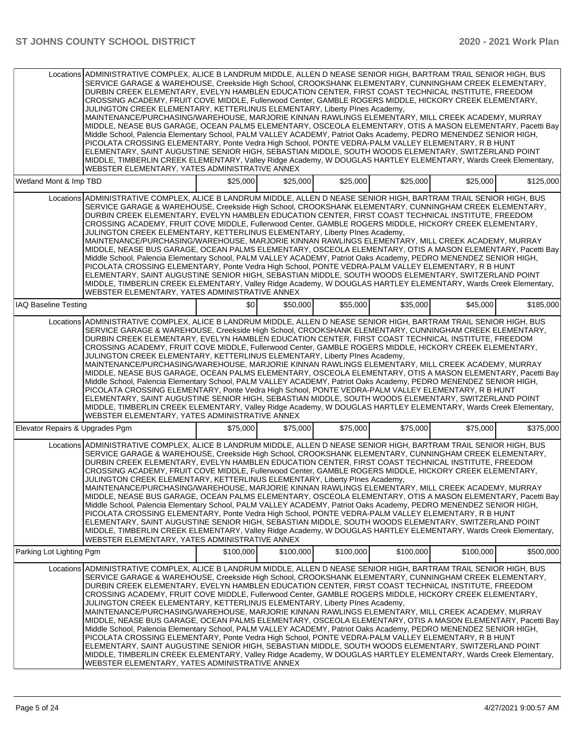| | | | | | | |
|---|---|---|---|---|---|---|
| Locations | ADMINISTRATIVE COMPLEX, ALICE B LANDRUM MIDDLE, ALLEN D NEASE SENIOR HIGH, BARTRAM TRAIL SENIOR HIGH, BUS SERVICE GARAGE & WAREHOUSE, Creekside High School, CROOKSHANK ELEMENTARY, CUNNINGHAM CREEK ELEMENTARY, DURBIN CREEK ELEMENTARY, EVELYN HAMBLEN EDUCATION CENTER, FIRST COAST TECHNICAL INSTITUTE, FREEDOM CROSSING ACADEMY, FRUIT COVE MIDDLE, Fullerwood Center, GAMBLE ROGERS MIDDLE, HICKORY CREEK ELEMENTARY, JULINGTON CREEK ELEMENTARY, KETTERLINUS ELEMENTARY, Liberty PInes Academy, MAINTENANCE/PURCHASING/WAREHOUSE, MARJORIE KINNAN RAWLINGS ELEMENTARY, MILL CREEK ACADEMY, MURRAY MIDDLE, NEASE BUS GARAGE, OCEAN PALMS ELEMENTARY, OSCEOLA ELEMENTARY, OTIS A MASON ELEMENTARY, Pacetti Bay Middle School, Palencia Elementary School, PALM VALLEY ACADEMY, Patriot Oaks Academy, PEDRO MENENDEZ SENIOR HIGH, PICOLATA CROSSING ELEMENTARY, Ponte Vedra High School, PONTE VEDRA-PALM VALLEY ELEMENTARY, R B HUNT ELEMENTARY, SAINT AUGUSTINE SENIOR HIGH, SEBASTIAN MIDDLE, SOUTH WOODS ELEMENTARY, SWITZERLAND POINT MIDDLE, TIMBERLIN CREEK ELEMENTARY, Valley Ridge Academy, W DOUGLAS HARTLEY ELEMENTARY, Wards Creek Elementary, WEBSTER ELEMENTARY, YATES ADMINISTRATIVE ANNEX | | | | | |
| Wetland Mont & Imp TBD | | $25,000 | $25,000 | $25,000 | $25,000 | $25,000 | $125,000 |
| Locations | ADMINISTRATIVE COMPLEX, ALICE B LANDRUM MIDDLE, ALLEN D NEASE SENIOR HIGH, BARTRAM TRAIL SENIOR HIGH, BUS SERVICE GARAGE & WAREHOUSE, Creekside High School, CROOKSHANK ELEMENTARY, CUNNINGHAM CREEK ELEMENTARY, DURBIN CREEK ELEMENTARY, EVELYN HAMBLEN EDUCATION CENTER, FIRST COAST TECHNICAL INSTITUTE, FREEDOM CROSSING ACADEMY, FRUIT COVE MIDDLE, Fullerwood Center, GAMBLE ROGERS MIDDLE, HICKORY CREEK ELEMENTARY, JULINGTON CREEK ELEMENTARY, KETTERLINUS ELEMENTARY, Liberty PInes Academy, MAINTENANCE/PURCHASING/WAREHOUSE, MARJORIE KINNAN RAWLINGS ELEMENTARY, MILL CREEK ACADEMY, MURRAY MIDDLE, NEASE BUS GARAGE, OCEAN PALMS ELEMENTARY, OSCEOLA ELEMENTARY, OTIS A MASON ELEMENTARY, Pacetti Bay Middle School, Palencia Elementary School, PALM VALLEY ACADEMY, Patriot Oaks Academy, PEDRO MENENDEZ SENIOR HIGH, PICOLATA CROSSING ELEMENTARY, Ponte Vedra High School, PONTE VEDRA-PALM VALLEY ELEMENTARY, R B HUNT ELEMENTARY, SAINT AUGUSTINE SENIOR HIGH, SEBASTIAN MIDDLE, SOUTH WOODS ELEMENTARY, SWITZERLAND POINT MIDDLE, TIMBERLIN CREEK ELEMENTARY, Valley Ridge Academy, W DOUGLAS HARTLEY ELEMENTARY, Wards Creek Elementary, WEBSTER ELEMENTARY, YATES ADMINISTRATIVE ANNEX | | | | | |
| IAQ Baseline Testing | | $0 | $50,000 | $55,000 | $35,000 | $45,000 | $185,000 |
| Locations | ADMINISTRATIVE COMPLEX, ALICE B LANDRUM MIDDLE, ALLEN D NEASE SENIOR HIGH, BARTRAM TRAIL SENIOR HIGH, BUS SERVICE GARAGE & WAREHOUSE, Creekside High School, CROOKSHANK ELEMENTARY, CUNNINGHAM CREEK ELEMENTARY, DURBIN CREEK ELEMENTARY, EVELYN HAMBLEN EDUCATION CENTER, FIRST COAST TECHNICAL INSTITUTE, FREEDOM CROSSING ACADEMY, FRUIT COVE MIDDLE, Fullerwood Center, GAMBLE ROGERS MIDDLE, HICKORY CREEK ELEMENTARY, JULINGTON CREEK ELEMENTARY, KETTERLINUS ELEMENTARY, Liberty PInes Academy, MAINTENANCE/PURCHASING/WAREHOUSE, MARJORIE KINNAN RAWLINGS ELEMENTARY, MILL CREEK ACADEMY, MURRAY MIDDLE, NEASE BUS GARAGE, OCEAN PALMS ELEMENTARY, OSCEOLA ELEMENTARY, OTIS A MASON ELEMENTARY, Pacetti Bay Middle School, Palencia Elementary School, PALM VALLEY ACADEMY, Patriot Oaks Academy, PEDRO MENENDEZ SENIOR HIGH, PICOLATA CROSSING ELEMENTARY, Ponte Vedra High School, PONTE VEDRA-PALM VALLEY ELEMENTARY, R B HUNT ELEMENTARY, SAINT AUGUSTINE SENIOR HIGH, SEBASTIAN MIDDLE, SOUTH WOODS ELEMENTARY, SWITZERLAND POINT MIDDLE, TIMBERLIN CREEK ELEMENTARY, Valley Ridge Academy, W DOUGLAS HARTLEY ELEMENTARY, Wards Creek Elementary, WEBSTER ELEMENTARY, YATES ADMINISTRATIVE ANNEX | | | | | |
| Elevator Repairs & Upgrades Pgm | | $75,000 | $75,000 | $75,000 | $75,000 | $75,000 | $375,000 |
| Locations | ADMINISTRATIVE COMPLEX, ALICE B LANDRUM MIDDLE, ALLEN D NEASE SENIOR HIGH, BARTRAM TRAIL SENIOR HIGH, BUS SERVICE GARAGE & WAREHOUSE, Creekside High School, CROOKSHANK ELEMENTARY, CUNNINGHAM CREEK ELEMENTARY, DURBIN CREEK ELEMENTARY, EVELYN HAMBLEN EDUCATION CENTER, FIRST COAST TECHNICAL INSTITUTE, FREEDOM CROSSING ACADEMY, FRUIT COVE MIDDLE, Fullerwood Center, GAMBLE ROGERS MIDDLE, HICKORY CREEK ELEMENTARY, JULINGTON CREEK ELEMENTARY, KETTERLINUS ELEMENTARY, Liberty PInes Academy, MAINTENANCE/PURCHASING/WAREHOUSE, MARJORIE KINNAN RAWLINGS ELEMENTARY, MILL CREEK ACADEMY, MURRAY MIDDLE, NEASE BUS GARAGE, OCEAN PALMS ELEMENTARY, OSCEOLA ELEMENTARY, OTIS A MASON ELEMENTARY, Pacetti Bay Middle School, Palencia Elementary School, PALM VALLEY ACADEMY, Patriot Oaks Academy, PEDRO MENENDEZ SENIOR HIGH, PICOLATA CROSSING ELEMENTARY, Ponte Vedra High School, PONTE VEDRA-PALM VALLEY ELEMENTARY, R B HUNT ELEMENTARY, SAINT AUGUSTINE SENIOR HIGH, SEBASTIAN MIDDLE, SOUTH WOODS ELEMENTARY, SWITZERLAND POINT MIDDLE, TIMBERLIN CREEK ELEMENTARY, Valley Ridge Academy, W DOUGLAS HARTLEY ELEMENTARY, Wards Creek Elementary, WEBSTER ELEMENTARY, YATES ADMINISTRATIVE ANNEX | | | | | |
| Parking Lot Lighting Pgm | | $100,000 | $100,000 | $100,000 | $100,000 | $100,000 | $500,000 |
| Locations | ADMINISTRATIVE COMPLEX, ALICE B LANDRUM MIDDLE, ALLEN D NEASE SENIOR HIGH, BARTRAM TRAIL SENIOR HIGH, BUS SERVICE GARAGE & WAREHOUSE, Creekside High School, CROOKSHANK ELEMENTARY, CUNNINGHAM CREEK ELEMENTARY, DURBIN CREEK ELEMENTARY, EVELYN HAMBLEN EDUCATION CENTER, FIRST COAST TECHNICAL INSTITUTE, FREEDOM CROSSING ACADEMY, FRUIT COVE MIDDLE, Fullerwood Center, GAMBLE ROGERS MIDDLE, HICKORY CREEK ELEMENTARY, JULINGTON CREEK ELEMENTARY, KETTERLINUS ELEMENTARY, Liberty PInes Academy, MAINTENANCE/PURCHASING/WAREHOUSE, MARJORIE KINNAN RAWLINGS ELEMENTARY, MILL CREEK ACADEMY, MURRAY MIDDLE, NEASE BUS GARAGE, OCEAN PALMS ELEMENTARY, OSCEOLA ELEMENTARY, OTIS A MASON ELEMENTARY, Pacetti Bay Middle School, Palencia Elementary School, PALM VALLEY ACADEMY, Patriot Oaks Academy, PEDRO MENENDEZ SENIOR HIGH, PICOLATA CROSSING ELEMENTARY, Ponte Vedra High School, PONTE VEDRA-PALM VALLEY ELEMENTARY, R B HUNT ELEMENTARY, SAINT AUGUSTINE SENIOR HIGH, SEBASTIAN MIDDLE, SOUTH WOODS ELEMENTARY, SWITZERLAND POINT MIDDLE, TIMBERLIN CREEK ELEMENTARY, Valley Ridge Academy, W DOUGLAS HARTLEY ELEMENTARY, Wards Creek Elementary, WEBSTER ELEMENTARY, YATES ADMINISTRATIVE ANNEX | | | | | |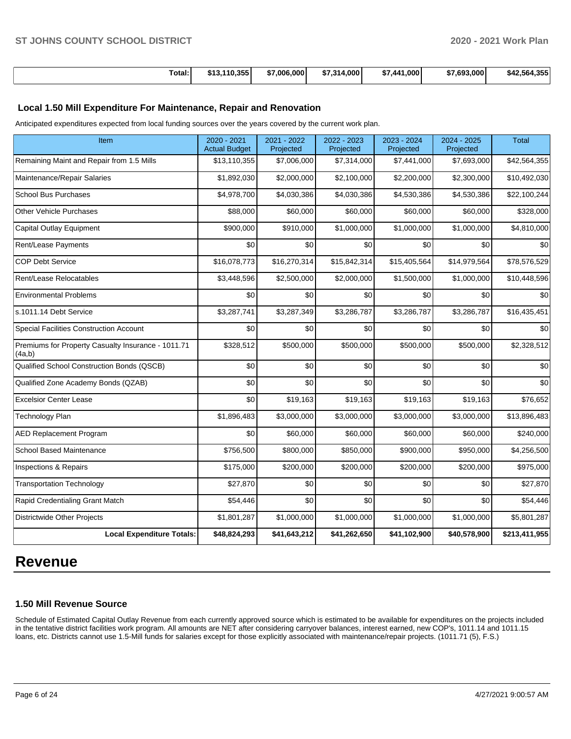| | | | | | | |
|---|---|---|---|---|---|---|
| **Total:** | **$13,110,355** | **$7,006,000** | **$7,314,000** | **$7,441,000** | **$7,693,000** | **$42,564,355** |

### Local 1.50 Mill Expenditure For Maintenance, Repair and Renovation

Anticipated expenditures expected from local funding sources over the years covered by the current work plan.

| Item | 2020 - 2021 Actual Budget | 2021 - 2022 Projected | 2022 - 2023 Projected | 2023 - 2024 Projected | 2024 - 2025 Projected | Total |
|---|---|---|---|---|---|---|
| Remaining Maint and Repair from 1.5 Mills | $13,110,355 | $7,006,000 | $7,314,000 | $7,441,000 | $7,693,000 | $42,564,355 |
| Maintenance/Repair Salaries | $1,892,030 | $2,000,000 | $2,100,000 | $2,200,000 | $2,300,000 | $10,492,030 |
| School Bus Purchases | $4,978,700 | $4,030,386 | $4,030,386 | $4,530,386 | $4,530,386 | $22,100,244 |
| Other Vehicle Purchases | $88,000 | $60,000 | $60,000 | $60,000 | $60,000 | $328,000 |
| Capital Outlay Equipment | $900,000 | $910,000 | $1,000,000 | $1,000,000 | $1,000,000 | $4,810,000 |
| Rent/Lease Payments | $0 | $0 | $0 | $0 | $0 | $0 |
| COP Debt Service | $16,078,773 | $16,270,314 | $15,842,314 | $15,405,564 | $14,979,564 | $78,576,529 |
| Rent/Lease Relocatables | $3,448,596 | $2,500,000 | $2,000,000 | $1,500,000 | $1,000,000 | $10,448,596 |
| Environmental Problems | $0 | $0 | $0 | $0 | $0 | $0 |
| s.1011.14 Debt Service | $3,287,741 | $3,287,349 | $3,286,787 | $3,286,787 | $3,286,787 | $16,435,451 |
| Special Facilities Construction Account | $0 | $0 | $0 | $0 | $0 | $0 |
| Premiums for Property Casualty Insurance - 1011.71 (4a,b) | $328,512 | $500,000 | $500,000 | $500,000 | $500,000 | $2,328,512 |
| Qualified School Construction Bonds (QSCB) | $0 | $0 | $0 | $0 | $0 | $0 |
| Qualified Zone Academy Bonds (QZAB) | $0 | $0 | $0 | $0 | $0 | $0 |
| Excelsior Center Lease | $0 | $19,163 | $19,163 | $19,163 | $19,163 | $76,652 |
| Technology Plan | $1,896,483 | $3,000,000 | $3,000,000 | $3,000,000 | $3,000,000 | $13,896,483 |
| AED Replacement Program | $0 | $60,000 | $60,000 | $60,000 | $60,000 | $240,000 |
| School Based Maintenance | $756,500 | $800,000 | $850,000 | $900,000 | $950,000 | $4,256,500 |
| Inspections & Repairs | $175,000 | $200,000 | $200,000 | $200,000 | $200,000 | $975,000 |
| Transportation Technology | $27,870 | $0 | $0 | $0 | $0 | $27,870 |
| Rapid Credentialing Grant Match | $54,446 | $0 | $0 | $0 | $0 | $54,446 |
| Districtwide Other Projects | $1,801,287 | $1,000,000 | $1,000,000 | $1,000,000 | $1,000,000 | $5,801,287 |
| **Local Expenditure Totals:** | **$48,824,293** | **$41,643,212** | **$41,262,650** | **$41,102,900** | **$40,578,900** | **$213,411,955** |

# Revenue

### 1.50 Mill Revenue Source

Schedule of Estimated Capital Outlay Revenue from each currently approved source which is estimated to be available for expenditures on the projects included in the tentative district facilities work program. All amounts are NET after considering carryover balances, interest earned, new COP's, 1011.14 and 1011.15 loans, etc. Districts cannot use 1.5-Mill funds for salaries except for those explicitly associated with maintenance/repair projects. (1011.71 (5), F.S.)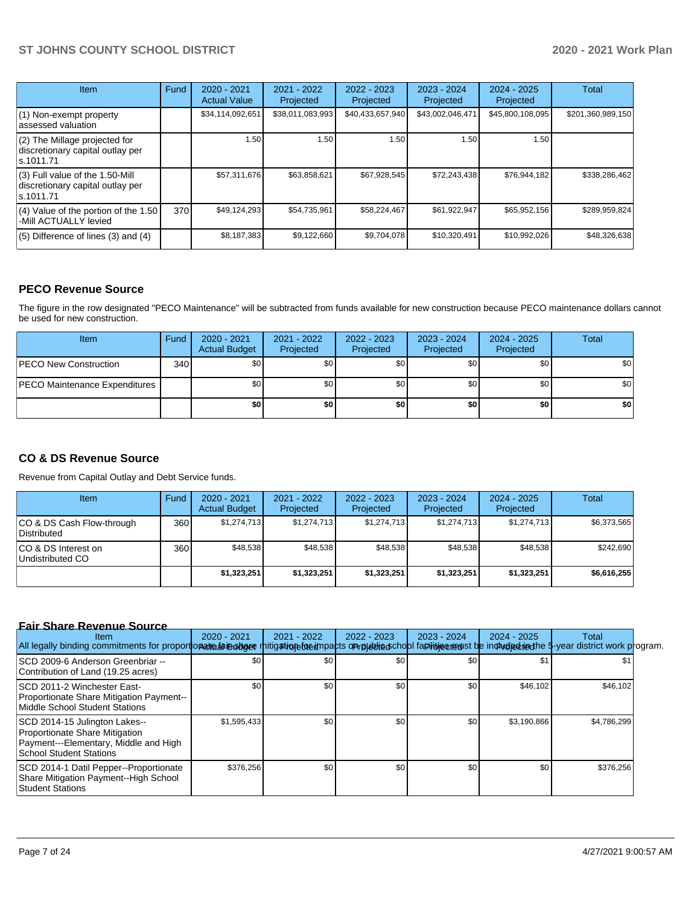| Item | Fund | 2020 - 2021 Actual Value | 2021 - 2022 Projected | 2022 - 2023 Projected | 2023 - 2024 Projected | 2024 - 2025 Projected | Total |
|---|---|---|---|---|---|---|---|
| (1) Non-exempt property assessed valuation | | $34,114,092,651 | $38,011,083,993 | $40,433,657,940 | $43,002,046,471 | $45,800,108,095 | $201,360,989,150 |
| (2) The Millage projected for discretionary capital outlay per s.1011.71 | | 1.50 | 1.50 | 1.50 | 1.50 | 1.50 | |
| (3) Full value of the 1.50-Mill discretionary capital outlay per s.1011.71 | | $57,311,676 | $63,858,621 | $67,928,545 | $72,243,438 | $76,944,182 | $338,286,462 |
| (4) Value of the portion of the 1.50 -Mill ACTUALLY levied | 370 | $49,124,293 | $54,735,961 | $58,224,467 | $61,922,947 | $65,952,156 | $289,959,824 |
| (5) Difference of lines (3) and (4) | | $8,187,383 | $9,122,660 | $9,704,078 | $10,320,491 | $10,992,026 | $48,326,638 |

## PECO Revenue Source

The figure in the row designated "PECO Maintenance" will be subtracted from funds available for new construction because PECO maintenance dollars cannot be used for new construction.

| Item | Fund | 2020 - 2021 Actual Budget | 2021 - 2022 Projected | 2022 - 2023 Projected | 2023 - 2024 Projected | 2024 - 2025 Projected | Total |
|---|---|---|---|---|---|---|---|
| PECO New Construction | 340 | $0 | $0 | $0 | $0 | $0 | $0 |
| PECO Maintenance Expenditures | | $0 | $0 | $0 | $0 | $0 | $0 |
| | | **$0** | **$0** | **$0** | **$0** | **$0** | **$0** |

## CO & DS Revenue Source

Revenue from Capital Outlay and Debt Service funds.

| Item | Fund | 2020 - 2021 Actual Budget | 2021 - 2022 Projected | 2022 - 2023 Projected | 2023 - 2024 Projected | 2024 - 2025 Projected | Total |
|---|---|---|---|---|---|---|---|
| CO & DS Cash Flow-through Distributed | 360 | $1,274,713 | $1,274,713 | $1,274,713 | $1,274,713 | $1,274,713 | $6,373,565 |
| CO & DS Interest on Undistributed CO | 360 | $48,538 | $48,538 | $48,538 | $48,538 | $48,538 | $242,690 |
| | | **$1,323,251** | **$1,323,251** | **$1,323,251** | **$1,323,251** | **$1,323,251** | **$6,616,255** |

## Fair Share Revenue Source

All legally binding commitments for proportionate fair-share mitigation for impacts on public school facilities must be included in the 5-year district work program.

| Item | 2020 - 2021 Actual Budget | 2021 - 2022 Projected | 2022 - 2023 Projected | 2023 - 2024 Projected | 2024 - 2025 Projected | Total |
|---|---|---|---|---|---|---|
| SCD 2009-6 Anderson Greenbriar -- Contribution of Land (19.25 acres) | $0 | $0 | $0 | $0 | $1 | $1 |
| SCD 2011-2 Winchester East- Proportionate Share Mitigation Payment-- Middle School Student Stations | $0 | $0 | $0 | $0 | $46,102 | $46,102 |
| SCD 2014-15 Julington Lakes-- Proportionate Share Mitigation Payment---Elementary, Middle and High School Student Stations | $1,595,433 | $0 | $0 | $0 | $3,190,866 | $4,786,299 |
| SCD 2014-1 Datil Pepper--Proportionate Share Mitigation Payment--High School Student Stations | $376,256 | $0 | $0 | $0 | $0 | $376,256 |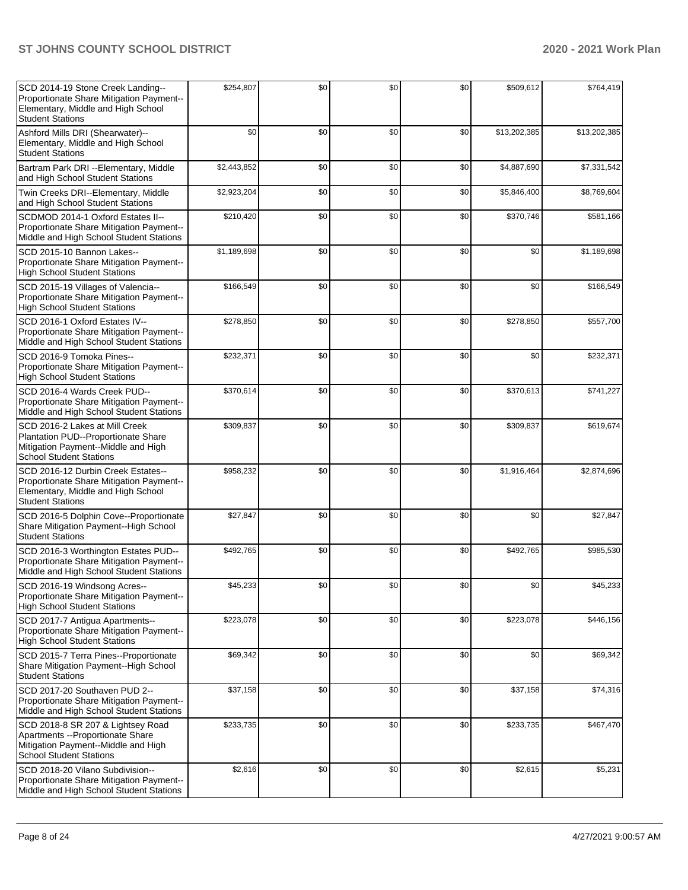| | | | | | | |
|---|---|---|---|---|---|---|
| SCD 2014-19 Stone Creek Landing--Proportionate Share Mitigation Payment--Elementary, Middle and High School Student Stations | $254,807 | $0 | $0 | $0 | $509,612 | $764,419 |
| Ashford Mills DRI (Shearwater)--Elementary, Middle and High School Student Stations | $0 | $0 | $0 | $0 | $13,202,385 | $13,202,385 |
| Bartram Park DRI --Elementary, Middle and High School Student Stations | $2,443,852 | $0 | $0 | $0 | $4,887,690 | $7,331,542 |
| Twin Creeks DRI--Elementary, Middle and High School Student Stations | $2,923,204 | $0 | $0 | $0 | $5,846,400 | $8,769,604 |
| SCDMOD 2014-1 Oxford Estates II--Proportionate Share Mitigation Payment--Middle and High School Student Stations | $210,420 | $0 | $0 | $0 | $370,746 | $581,166 |
| SCD 2015-10 Bannon Lakes--Proportionate Share Mitigation Payment--High School Student Stations | $1,189,698 | $0 | $0 | $0 | $0 | $1,189,698 |
| SCD 2015-19 Villages of Valencia--Proportionate Share Mitigation Payment--High School Student Stations | $166,549 | $0 | $0 | $0 | $0 | $166,549 |
| SCD 2016-1 Oxford Estates IV--Proportionate Share Mitigation Payment--Middle and High School Student Stations | $278,850 | $0 | $0 | $0 | $278,850 | $557,700 |
| SCD 2016-9 Tomoka Pines--Proportionate Share Mitigation Payment--High School Student Stations | $232,371 | $0 | $0 | $0 | $0 | $232,371 |
| SCD 2016-4 Wards Creek PUD--Proportionate Share Mitigation Payment--Middle and High School Student Stations | $370,614 | $0 | $0 | $0 | $370,613 | $741,227 |
| SCD 2016-2 Lakes at Mill Creek Plantation PUD--Proportionate Share Mitigation Payment--Middle and High School Student Stations | $309,837 | $0 | $0 | $0 | $309,837 | $619,674 |
| SCD 2016-12 Durbin Creek Estates--Proportionate Share Mitigation Payment--Elementary, Middle and High School Student Stations | $958,232 | $0 | $0 | $0 | $1,916,464 | $2,874,696 |
| SCD 2016-5 Dolphin Cove--Proportionate Share Mitigation Payment--High School Student Stations | $27,847 | $0 | $0 | $0 | $0 | $27,847 |
| SCD 2016-3 Worthington Estates PUD--Proportionate Share Mitigation Payment--Middle and High School Student Stations | $492,765 | $0 | $0 | $0 | $492,765 | $985,530 |
| SCD 2016-19 Windsong Acres--Proportionate Share Mitigation Payment--High School Student Stations | $45,233 | $0 | $0 | $0 | $0 | $45,233 |
| SCD 2017-7 Antigua Apartments--Proportionate Share Mitigation Payment--High School Student Stations | $223,078 | $0 | $0 | $0 | $223,078 | $446,156 |
| SCD 2015-7 Terra Pines--Proportionate Share Mitigation Payment--High School Student Stations | $69,342 | $0 | $0 | $0 | $0 | $69,342 |
| SCD 2017-20 Southaven PUD 2--Proportionate Share Mitigation Payment--Middle and High School Student Stations | $37,158 | $0 | $0 | $0 | $37,158 | $74,316 |
| SCD 2018-8 SR 207 & Lightsey Road Apartments --Proportionate Share Mitigation Payment--Middle and High School Student Stations | $233,735 | $0 | $0 | $0 | $233,735 | $467,470 |
| SCD 2018-20 Vilano Subdivision--Proportionate Share Mitigation Payment--Middle and High School Student Stations | $2,616 | $0 | $0 | $0 | $2,615 | $5,231 |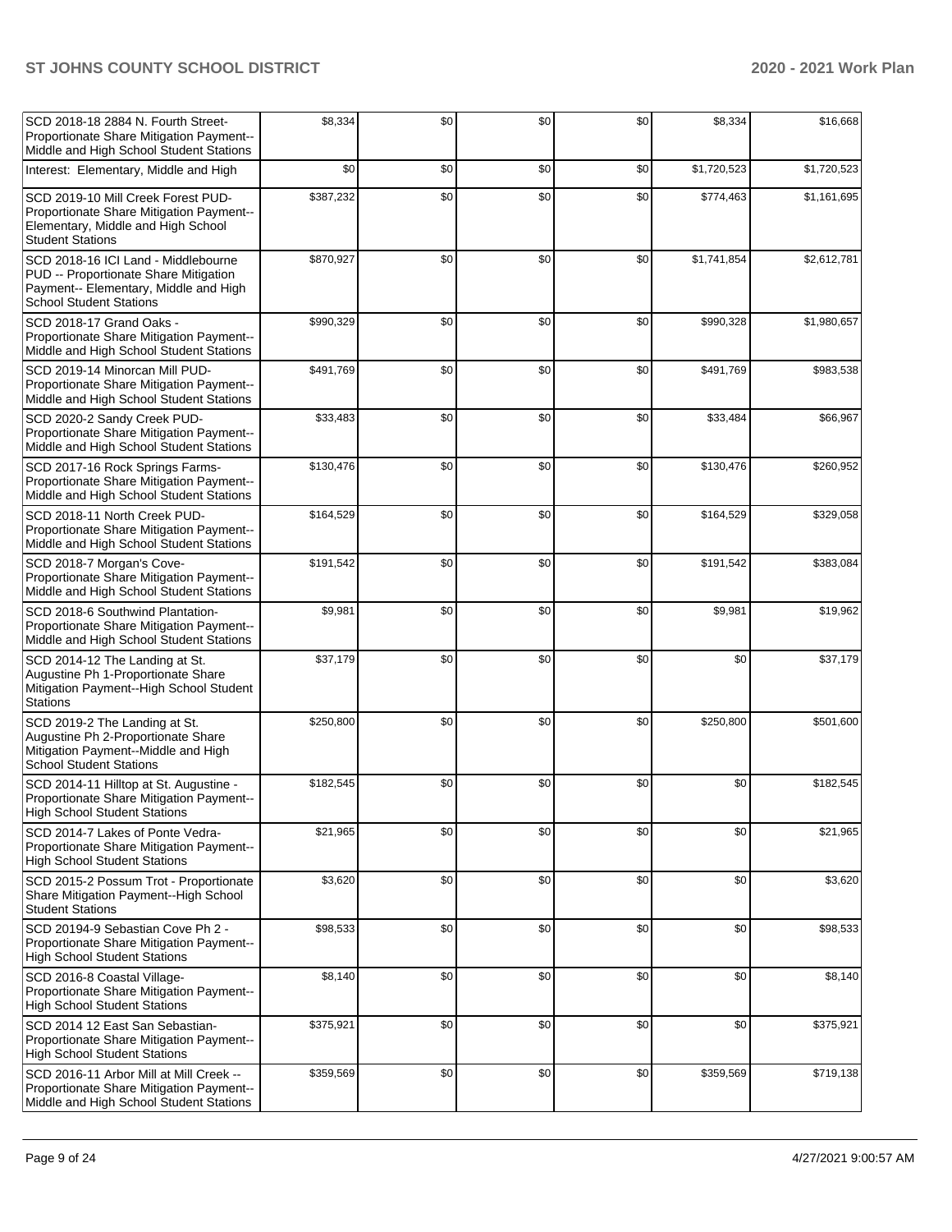| | | | | | | |
|---|---|---|---|---|---|---|
| SCD 2018-18 2884 N. Fourth Street-Proportionate Share Mitigation Payment--Middle and High School Student Stations | $8,334 | $0 | $0 | $0 | $8,334 | $16,668 |
| Interest: Elementary, Middle and High | $0 | $0 | $0 | $0 | $1,720,523 | $1,720,523 |
| SCD 2019-10 Mill Creek Forest PUD-Proportionate Share Mitigation Payment--Elementary, Middle and High School Student Stations | $387,232 | $0 | $0 | $0 | $774,463 | $1,161,695 |
| SCD 2018-16 ICI Land - Middlebourne PUD -- Proportionate Share Mitigation Payment-- Elementary, Middle and High School Student Stations | $870,927 | $0 | $0 | $0 | $1,741,854 | $2,612,781 |
| SCD 2018-17 Grand Oaks - Proportionate Share Mitigation Payment--Middle and High School Student Stations | $990,329 | $0 | $0 | $0 | $990,328 | $1,980,657 |
| SCD 2019-14 Minorcan Mill PUD-Proportionate Share Mitigation Payment--Middle and High School Student Stations | $491,769 | $0 | $0 | $0 | $491,769 | $983,538 |
| SCD 2020-2 Sandy Creek PUD-Proportionate Share Mitigation Payment--Middle and High School Student Stations | $33,483 | $0 | $0 | $0 | $33,484 | $66,967 |
| SCD 2017-16 Rock Springs Farms-Proportionate Share Mitigation Payment--Middle and High School Student Stations | $130,476 | $0 | $0 | $0 | $130,476 | $260,952 |
| SCD 2018-11 North Creek PUD-Proportionate Share Mitigation Payment--Middle and High School Student Stations | $164,529 | $0 | $0 | $0 | $164,529 | $329,058 |
| SCD 2018-7 Morgan's Cove-Proportionate Share Mitigation Payment--Middle and High School Student Stations | $191,542 | $0 | $0 | $0 | $191,542 | $383,084 |
| SCD 2018-6 Southwind Plantation-Proportionate Share Mitigation Payment--Middle and High School Student Stations | $9,981 | $0 | $0 | $0 | $9,981 | $19,962 |
| SCD 2014-12 The Landing at St. Augustine Ph 1-Proportionate Share Mitigation Payment--High School Student Stations | $37,179 | $0 | $0 | $0 | $0 | $37,179 |
| SCD 2019-2 The Landing at St. Augustine Ph 2-Proportionate Share Mitigation Payment--Middle and High School Student Stations | $250,800 | $0 | $0 | $0 | $250,800 | $501,600 |
| SCD 2014-11 Hilltop at St. Augustine - Proportionate Share Mitigation Payment--High School Student Stations | $182,545 | $0 | $0 | $0 | $0 | $182,545 |
| SCD 2014-7 Lakes of Ponte Vedra-Proportionate Share Mitigation Payment--High School Student Stations | $21,965 | $0 | $0 | $0 | $0 | $21,965 |
| SCD 2015-2 Possum Trot - Proportionate Share Mitigation Payment--High School Student Stations | $3,620 | $0 | $0 | $0 | $0 | $3,620 |
| SCD 20194-9 Sebastian Cove Ph 2 - Proportionate Share Mitigation Payment--High School Student Stations | $98,533 | $0 | $0 | $0 | $0 | $98,533 |
| SCD 2016-8 Coastal Village-Proportionate Share Mitigation Payment--High School Student Stations | $8,140 | $0 | $0 | $0 | $0 | $8,140 |
| SCD 2014 12 East San Sebastian-Proportionate Share Mitigation Payment--High School Student Stations | $375,921 | $0 | $0 | $0 | $0 | $375,921 |
| SCD 2016-11 Arbor Mill at Mill Creek -- Proportionate Share Mitigation Payment--Middle and High School Student Stations | $359,569 | $0 | $0 | $0 | $359,569 | $719,138 |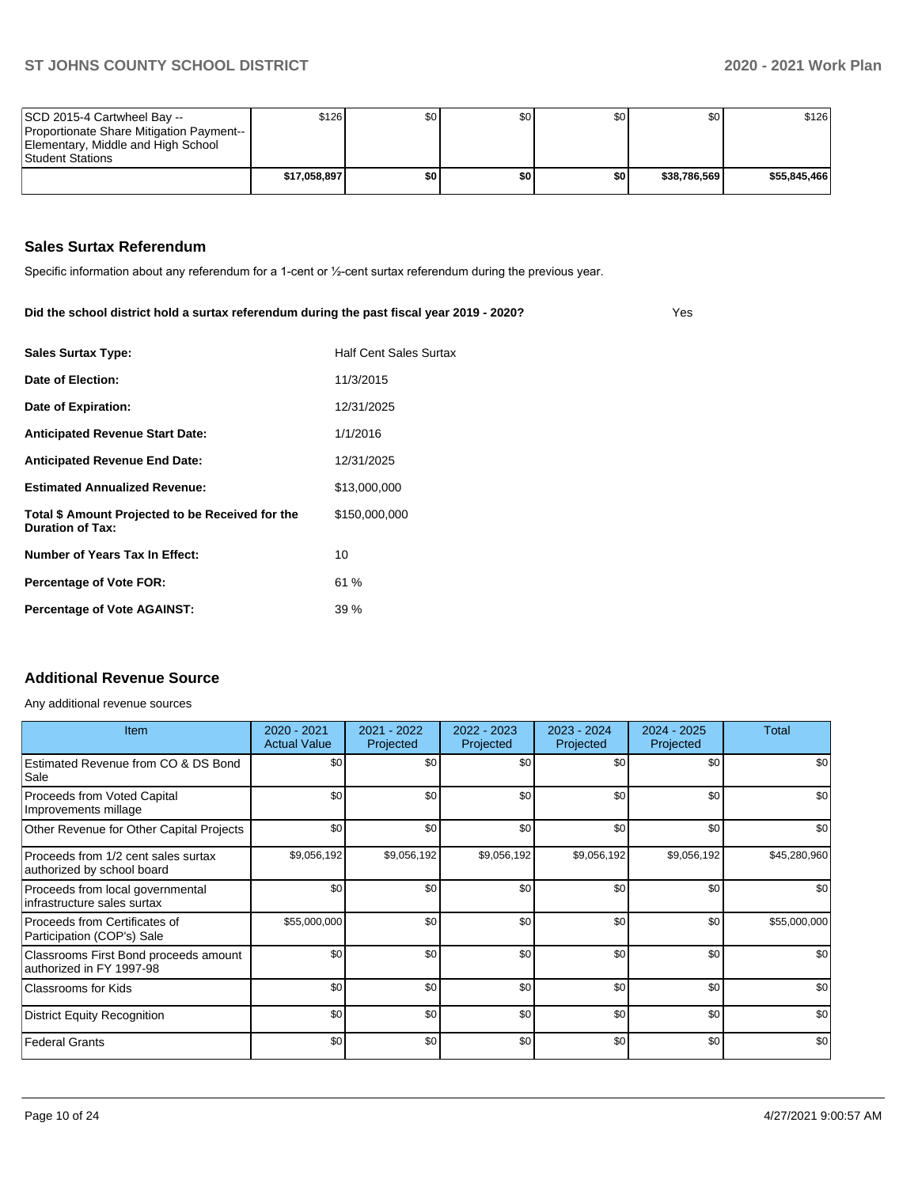| | | | | | | |
|---|---|---|---|---|---|---|
| SCD 2015-4 Cartwheel Bay -- Proportionate Share Mitigation Payment--Elementary, Middle and High School Student Stations | $126 | $0 | $0 | $0 | $0 | $126 |
| | **$17,058,897** | **$0** | **$0** | **$0** | **$38,786,569** | **$55,845,466** |

## Sales Surtax Referendum

Specific information about any referendum for a 1-cent or ½-cent surtax referendum during the previous year.

**Did the school district hold a surtax referendum during the past fiscal year 2019 - 2020?** Yes

| | |
|---|---|
| **Sales Surtax Type:** | Half Cent Sales Surtax |
| **Date of Election:** | 11/3/2015 |
| **Date of Expiration:** | 12/31/2025 |
| **Anticipated Revenue Start Date:** | 1/1/2016 |
| **Anticipated Revenue End Date:** | 12/31/2025 |
| **Estimated Annualized Revenue:** | $13,000,000 |
| **Total $ Amount Projected to be Received for the Duration of Tax:** | $150,000,000 |
| **Number of Years Tax In Effect:** | 10 |
| **Percentage of Vote FOR:** | 61 % |
| **Percentage of Vote AGAINST:** | 39 % |

## Additional Revenue Source

Any additional revenue sources

| Item | 2020 - 2021 Actual Value | 2021 - 2022 Projected | 2022 - 2023 Projected | 2023 - 2024 Projected | 2024 - 2025 Projected | Total |
|---|---|---|---|---|---|---|
| Estimated Revenue from CO & DS Bond Sale | $0 | $0 | $0 | $0 | $0 | $0 |
| Proceeds from Voted Capital Improvements millage | $0 | $0 | $0 | $0 | $0 | $0 |
| Other Revenue for Other Capital Projects | $0 | $0 | $0 | $0 | $0 | $0 |
| Proceeds from 1/2 cent sales surtax authorized by school board | $9,056,192 | $9,056,192 | $9,056,192 | $9,056,192 | $9,056,192 | $45,280,960 |
| Proceeds from local governmental infrastructure sales surtax | $0 | $0 | $0 | $0 | $0 | $0 |
| Proceeds from Certificates of Participation (COP's) Sale | $55,000,000 | $0 | $0 | $0 | $0 | $55,000,000 |
| Classrooms First Bond proceeds amount authorized in FY 1997-98 | $0 | $0 | $0 | $0 | $0 | $0 |
| Classrooms for Kids | $0 | $0 | $0 | $0 | $0 | $0 |
| District Equity Recognition | $0 | $0 | $0 | $0 | $0 | $0 |
| Federal Grants | $0 | $0 | $0 | $0 | $0 | $0 |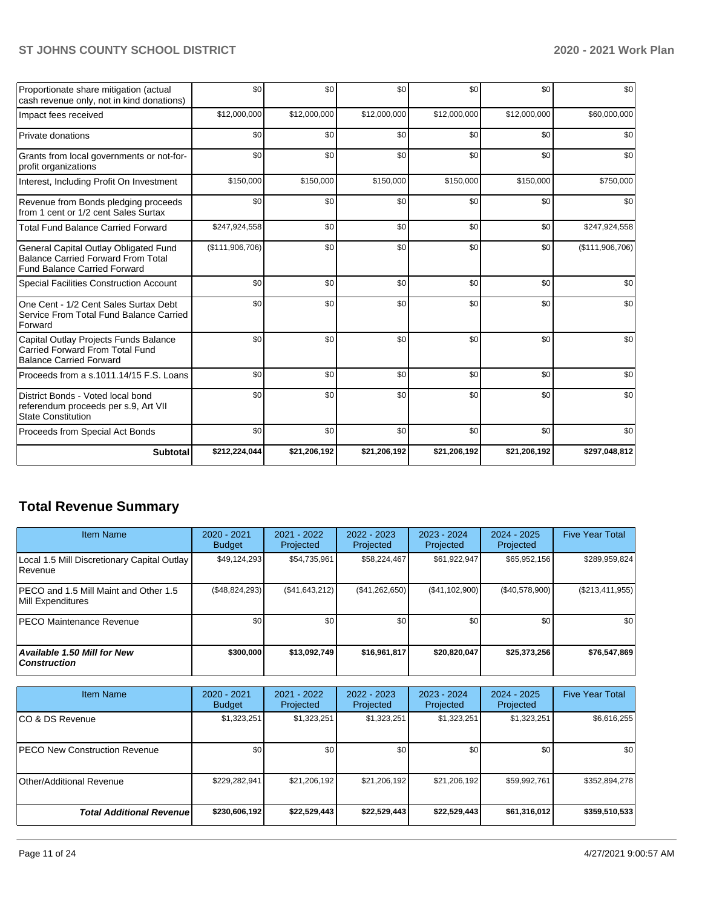| | | | | | | |
|---|---|---|---|---|---|---|
| Proportionate share mitigation (actual cash revenue only, not in kind donations) | $0 | $0 | $0 | $0 | $0 | $0 |
| Impact fees received | $12,000,000 | $12,000,000 | $12,000,000 | $12,000,000 | $12,000,000 | $60,000,000 |
| Private donations | $0 | $0 | $0 | $0 | $0 | $0 |
| Grants from local governments or not-for-profit organizations | $0 | $0 | $0 | $0 | $0 | $0 |
| Interest, Including Profit On Investment | $150,000 | $150,000 | $150,000 | $150,000 | $150,000 | $750,000 |
| Revenue from Bonds pledging proceeds from 1 cent or 1/2 cent Sales Surtax | $0 | $0 | $0 | $0 | $0 | $0 |
| Total Fund Balance Carried Forward | $247,924,558 | $0 | $0 | $0 | $0 | $247,924,558 |
| General Capital Outlay Obligated Fund Balance Carried Forward From Total Fund Balance Carried Forward | ($111,906,706) | $0 | $0 | $0 | $0 | ($111,906,706) |
| Special Facilities Construction Account | $0 | $0 | $0 | $0 | $0 | $0 |
| One Cent - 1/2 Cent Sales Surtax Debt Service From Total Fund Balance Carried Forward | $0 | $0 | $0 | $0 | $0 | $0 |
| Capital Outlay Projects Funds Balance Carried Forward From Total Fund Balance Carried Forward | $0 | $0 | $0 | $0 | $0 | $0 |
| Proceeds from a s.1011.14/15 F.S. Loans | $0 | $0 | $0 | $0 | $0 | $0 |
| District Bonds - Voted local bond referendum proceeds per s.9, Art VII State Constitution | $0 | $0 | $0 | $0 | $0 | $0 |
| Proceeds from Special Act Bonds | $0 | $0 | $0 | $0 | $0 | $0 |
| **Subtotal** | **$212,224,044** | **$21,206,192** | **$21,206,192** | **$21,206,192** | **$21,206,192** | **$297,048,812** |

## Total Revenue Summary

| Item Name | 2020 - 2021 Budget | 2021 - 2022 Projected | 2022 - 2023 Projected | 2023 - 2024 Projected | 2024 - 2025 Projected | Five Year Total |
|---|---|---|---|---|---|---|
| Local 1.5 Mill Discretionary Capital Outlay Revenue | $49,124,293 | $54,735,961 | $58,224,467 | $61,922,947 | $65,952,156 | $289,959,824 |
| PECO and 1.5 Mill Maint and Other 1.5 Mill Expenditures | ($48,824,293) | ($41,643,212) | ($41,262,650) | ($41,102,900) | ($40,578,900) | ($213,411,955) |
| PECO Maintenance Revenue | $0 | $0 | $0 | $0 | $0 | $0 |
| ***Available 1.50 Mill for New Construction*** | **$300,000** | **$13,092,749** | **$16,961,817** | **$20,820,047** | **$25,373,256** | **$76,547,869** |

| Item Name | 2020 - 2021 Budget | 2021 - 2022 Projected | 2022 - 2023 Projected | 2023 - 2024 Projected | 2024 - 2025 Projected | Five Year Total |
|---|---|---|---|---|---|---|
| CO & DS Revenue | $1,323,251 | $1,323,251 | $1,323,251 | $1,323,251 | $1,323,251 | $6,616,255 |
| PECO New Construction Revenue | $0 | $0 | $0 | $0 | $0 | $0 |
| Other/Additional Revenue | $229,282,941 | $21,206,192 | $21,206,192 | $21,206,192 | $59,992,761 | $352,894,278 |
| ***Total Additional Revenue*** | **$230,606,192** | **$22,529,443** | **$22,529,443** | **$22,529,443** | **$61,316,012** | **$359,510,533** |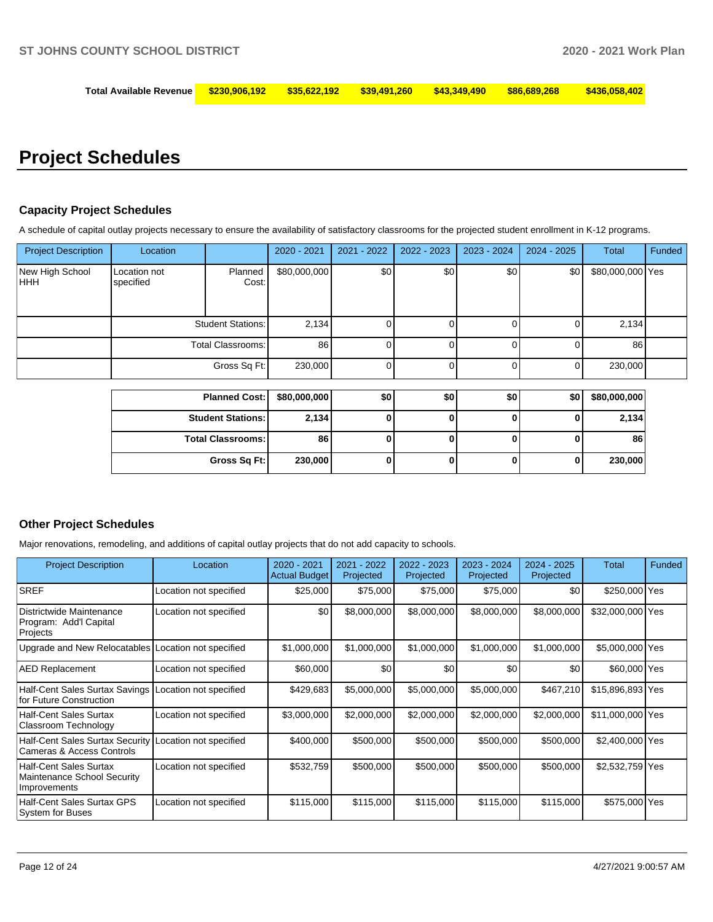| Total Available Revenue | $230,906,192 | $35,622,192 | $39,491,260 | $43,349,490 | $86,689,268 | $436,058,402 |
|---|---|---|---|---|---|---|

# Project Schedules

### Capacity Project Schedules

A schedule of capital outlay projects necessary to ensure the availability of satisfactory classrooms for the projected student enrollment in K-12 programs.

| Project Description | Location | | 2020 - 2021 | 2021 - 2022 | 2022 - 2023 | 2023 - 2024 | 2024 - 2025 | Total | Funded |
|---|---|---|---|---|---|---|---|---|---|
| New High School HHH | Location not specified | Planned Cost: | $80,000,000 | $0 | $0 | $0 | $0 | $80,000,000 | Yes |
| | Student Stations: | | 2,134 | 0 | 0 | 0 | 0 | 2,134 | |
| | Total Classrooms: | | 86 | 0 | 0 | 0 | 0 | 86 | |
| | Gross Sq Ft: | | 230,000 | 0 | 0 | 0 | 0 | 230,000 | |

| | | | | | | |
|---|---|---|---|---|---|---|
| **Planned Cost:** | **$80,000,000** | **$0** | **$0** | **$0** | **$0** | **$80,000,000** |
| **Student Stations:** | **2,134** | **0** | **0** | **0** | **0** | **2,134** |
| **Total Classrooms:** | **86** | **0** | **0** | **0** | **0** | **86** |
| **Gross Sq Ft:** | **230,000** | **0** | **0** | **0** | **0** | **230,000** |

### Other Project Schedules

Major renovations, remodeling, and additions of capital outlay projects that do not add capacity to schools.

| Project Description | Location | 2020 - 2021 Actual Budget | 2021 - 2022 Projected | 2022 - 2023 Projected | 2023 - 2024 Projected | 2024 - 2025 Projected | Total | Funded |
|---|---|---|---|---|---|---|---|---|
| SREF | Location not specified | $25,000 | $75,000 | $75,000 | $75,000 | $0 | $250,000 | Yes |
| Districtwide Maintenance Program: Add'l Capital Projects | Location not specified | $0 | $8,000,000 | $8,000,000 | $8,000,000 | $8,000,000 | $32,000,000 | Yes |
| Upgrade and New Relocatables | Location not specified | $1,000,000 | $1,000,000 | $1,000,000 | $1,000,000 | $1,000,000 | $5,000,000 | Yes |
| AED Replacement | Location not specified | $60,000 | $0 | $0 | $0 | $0 | $60,000 | Yes |
| Half-Cent Sales Surtax Savings for Future Construction | Location not specified | $429,683 | $5,000,000 | $5,000,000 | $5,000,000 | $467,210 | $15,896,893 | Yes |
| Half-Cent Sales Surtax Classroom Technology | Location not specified | $3,000,000 | $2,000,000 | $2,000,000 | $2,000,000 | $2,000,000 | $11,000,000 | Yes |
| Half-Cent Sales Surtax Security Cameras & Access Controls | Location not specified | $400,000 | $500,000 | $500,000 | $500,000 | $500,000 | $2,400,000 | Yes |
| Half-Cent Sales Surtax Maintenance School Security Improvements | Location not specified | $532,759 | $500,000 | $500,000 | $500,000 | $500,000 | $2,532,759 | Yes |
| Half-Cent Sales Surtax GPS System for Buses | Location not specified | $115,000 | $115,000 | $115,000 | $115,000 | $115,000 | $575,000 | Yes |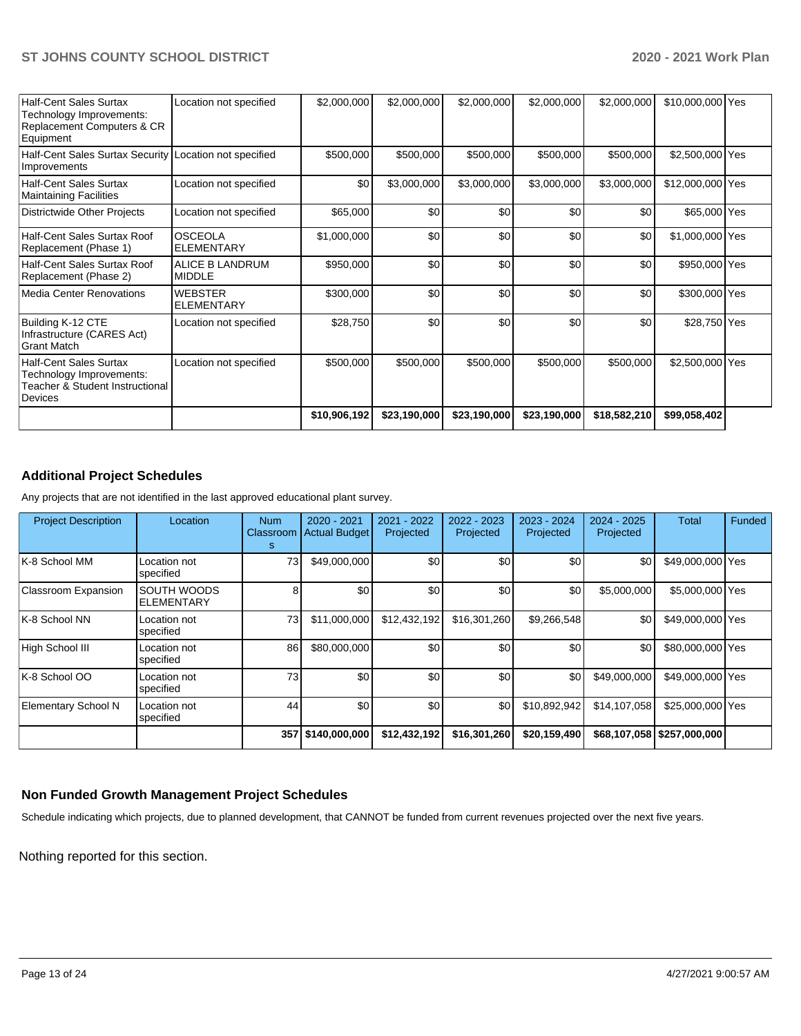| | | | | | | | | |
|---|---|---|---|---|---|---|---|---|
| Half-Cent Sales Surtax Technology Improvements: Replacement Computers & CR Equipment | Location not specified | $2,000,000 | $2,000,000 | $2,000,000 | $2,000,000 | $2,000,000 | $10,000,000 | Yes |
| Half-Cent Sales Surtax Security Improvements | Location not specified | $500,000 | $500,000 | $500,000 | $500,000 | $500,000 | $2,500,000 | Yes |
| Half-Cent Sales Surtax Maintaining Facilities | Location not specified | $0 | $3,000,000 | $3,000,000 | $3,000,000 | $3,000,000 | $12,000,000 | Yes |
| Districtwide Other Projects | Location not specified | $65,000 | $0 | $0 | $0 | $0 | $65,000 | Yes |
| Half-Cent Sales Surtax Roof Replacement (Phase 1) | OSCEOLA ELEMENTARY | $1,000,000 | $0 | $0 | $0 | $0 | $1,000,000 | Yes |
| Half-Cent Sales Surtax Roof Replacement (Phase 2) | ALICE B LANDRUM MIDDLE | $950,000 | $0 | $0 | $0 | $0 | $950,000 | Yes |
| Media Center Renovations | WEBSTER ELEMENTARY | $300,000 | $0 | $0 | $0 | $0 | $300,000 | Yes |
| Building K-12 CTE Infrastructure (CARES Act) Grant Match | Location not specified | $28,750 | $0 | $0 | $0 | $0 | $28,750 | Yes |
| Half-Cent Sales Surtax Technology Improvements: Teacher & Student Instructional Devices | Location not specified | $500,000 | $500,000 | $500,000 | $500,000 | $500,000 | $2,500,000 | Yes |
| | | **$10,906,192** | **$23,190,000** | **$23,190,000** | **$23,190,000** | **$18,582,210** | **$99,058,402** | |

## Additional Project Schedules

Any projects that are not identified in the last approved educational plant survey.

| Project Description | Location | Num Classrooms | 2020 - 2021 Actual Budget | 2021 - 2022 Projected | 2022 - 2023 Projected | 2023 - 2024 Projected | 2024 - 2025 Projected | Total | Funded |
|---|---|---|---|---|---|---|---|---|---|
| K-8 School MM | Location not specified | 73 | $49,000,000 | $0 | $0 | $0 | $0 | $49,000,000 | Yes |
| Classroom Expansion | SOUTH WOODS ELEMENTARY | 8 | $0 | $0 | $0 | $0 | $5,000,000 | $5,000,000 | Yes |
| K-8 School NN | Location not specified | 73 | $11,000,000 | $12,432,192 | $16,301,260 | $9,266,548 | $0 | $49,000,000 | Yes |
| High School III | Location not specified | 86 | $80,000,000 | $0 | $0 | $0 | $0 | $80,000,000 | Yes |
| K-8 School OO | Location not specified | 73 | $0 | $0 | $0 | $0 | $49,000,000 | $49,000,000 | Yes |
| Elementary School N | Location not specified | 44 | $0 | $0 | $0 | $10,892,942 | $14,107,058 | $25,000,000 | Yes |
| | | **357** | **$140,000,000** | **$12,432,192** | **$16,301,260** | **$20,159,490** | **$68,107,058** | **$257,000,000** | |

## Non Funded Growth Management Project Schedules

Schedule indicating which projects, due to planned development, that CANNOT be funded from current revenues projected over the next five years.

Nothing reported for this section.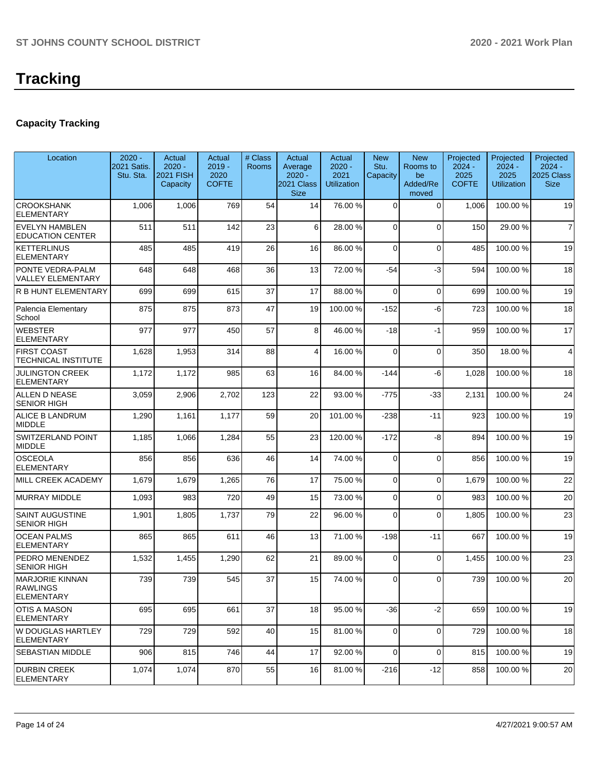# Tracking

## Capacity Tracking

| Location | 2020 - 2021 Satis. Stu. Sta. | Actual 2020 - 2021 FISH Capacity | Actual 2019 - 2020 COFTE | # Class Rooms | Actual Average 2020 - 2021 Class Size | Actual 2020 - 2021 Utilization | New Stu. Capacity | New Rooms to be Added/Re moved | Projected 2024 - 2025 COFTE | Projected 2024 - 2025 Utilization | Projected 2024 - 2025 Class Size |
|---|---|---|---|---|---|---|---|---|---|---|---|
| CROOKSHANK ELEMENTARY | 1,006 | 1,006 | 769 | 54 | 14 | 76.00 % | 0 | 0 | 1,006 | 100.00 % | 19 |
| EVELYN HAMBLEN EDUCATION CENTER | 511 | 511 | 142 | 23 | 6 | 28.00 % | 0 | 0 | 150 | 29.00 % | 7 |
| KETTERLINUS ELEMENTARY | 485 | 485 | 419 | 26 | 16 | 86.00 % | 0 | 0 | 485 | 100.00 % | 19 |
| PONTE VEDRA-PALM VALLEY ELEMENTARY | 648 | 648 | 468 | 36 | 13 | 72.00 % | -54 | -3 | 594 | 100.00 % | 18 |
| R B HUNT ELEMENTARY | 699 | 699 | 615 | 37 | 17 | 88.00 % | 0 | 0 | 699 | 100.00 % | 19 |
| Palencia Elementary School | 875 | 875 | 873 | 47 | 19 | 100.00 % | -152 | -6 | 723 | 100.00 % | 18 |
| WEBSTER ELEMENTARY | 977 | 977 | 450 | 57 | 8 | 46.00 % | -18 | -1 | 959 | 100.00 % | 17 |
| FIRST COAST TECHNICAL INSTITUTE | 1,628 | 1,953 | 314 | 88 | 4 | 16.00 % | 0 | 0 | 350 | 18.00 % | 4 |
| JULINGTON CREEK ELEMENTARY | 1,172 | 1,172 | 985 | 63 | 16 | 84.00 % | -144 | -6 | 1,028 | 100.00 % | 18 |
| ALLEN D NEASE SENIOR HIGH | 3,059 | 2,906 | 2,702 | 123 | 22 | 93.00 % | -775 | -33 | 2,131 | 100.00 % | 24 |
| ALICE B LANDRUM MIDDLE | 1,290 | 1,161 | 1,177 | 59 | 20 | 101.00 % | -238 | -11 | 923 | 100.00 % | 19 |
| SWITZERLAND POINT MIDDLE | 1,185 | 1,066 | 1,284 | 55 | 23 | 120.00 % | -172 | -8 | 894 | 100.00 % | 19 |
| OSCEOLA ELEMENTARY | 856 | 856 | 636 | 46 | 14 | 74.00 % | 0 | 0 | 856 | 100.00 % | 19 |
| MILL CREEK ACADEMY | 1,679 | 1,679 | 1,265 | 76 | 17 | 75.00 % | 0 | 0 | 1,679 | 100.00 % | 22 |
| MURRAY MIDDLE | 1,093 | 983 | 720 | 49 | 15 | 73.00 % | 0 | 0 | 983 | 100.00 % | 20 |
| SAINT AUGUSTINE SENIOR HIGH | 1,901 | 1,805 | 1,737 | 79 | 22 | 96.00 % | 0 | 0 | 1,805 | 100.00 % | 23 |
| OCEAN PALMS ELEMENTARY | 865 | 865 | 611 | 46 | 13 | 71.00 % | -198 | -11 | 667 | 100.00 % | 19 |
| PEDRO MENENDEZ SENIOR HIGH | 1,532 | 1,455 | 1,290 | 62 | 21 | 89.00 % | 0 | 0 | 1,455 | 100.00 % | 23 |
| MARJORIE KINNAN RAWLINGS ELEMENTARY | 739 | 739 | 545 | 37 | 15 | 74.00 % | 0 | 0 | 739 | 100.00 % | 20 |
| OTIS A MASON ELEMENTARY | 695 | 695 | 661 | 37 | 18 | 95.00 % | -36 | -2 | 659 | 100.00 % | 19 |
| W DOUGLAS HARTLEY ELEMENTARY | 729 | 729 | 592 | 40 | 15 | 81.00 % | 0 | 0 | 729 | 100.00 % | 18 |
| SEBASTIAN MIDDLE | 906 | 815 | 746 | 44 | 17 | 92.00 % | 0 | 0 | 815 | 100.00 % | 19 |
| DURBIN CREEK ELEMENTARY | 1,074 | 1,074 | 870 | 55 | 16 | 81.00 % | -216 | -12 | 858 | 100.00 % | 20 |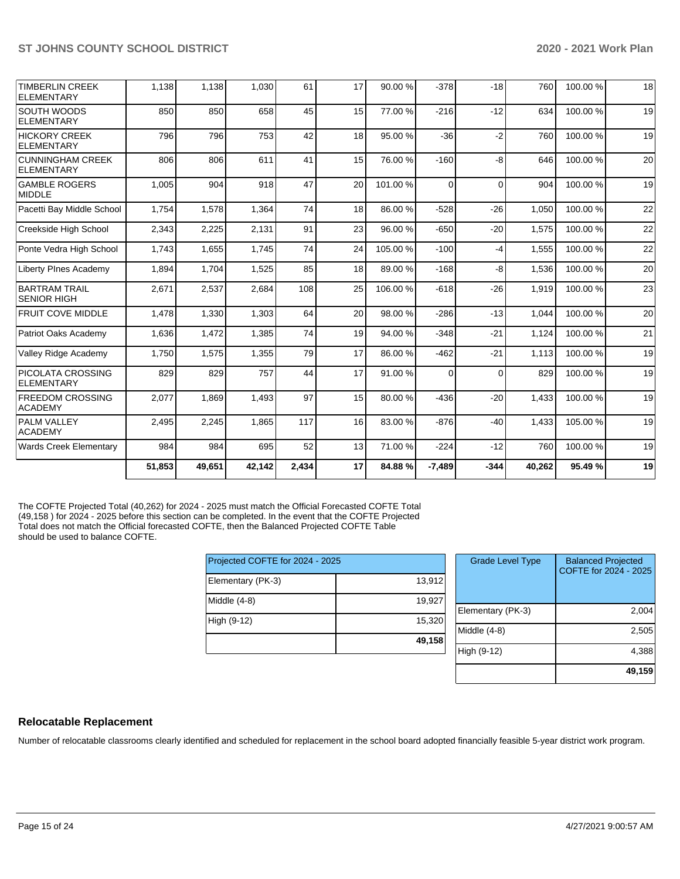| | | | | | | | | | | |
|---|---|---|---|---|---|---|---|---|---|---|
| TIMBERLIN CREEK ELEMENTARY | 1,138 | 1,138 | 1,030 | 61 | 17 | 90.00 % | -378 | -18 | 760 | 100.00 % | 18 |
| SOUTH WOODS ELEMENTARY | 850 | 850 | 658 | 45 | 15 | 77.00 % | -216 | -12 | 634 | 100.00 % | 19 |
| HICKORY CREEK ELEMENTARY | 796 | 796 | 753 | 42 | 18 | 95.00 % | -36 | -2 | 760 | 100.00 % | 19 |
| CUNNINGHAM CREEK ELEMENTARY | 806 | 806 | 611 | 41 | 15 | 76.00 % | -160 | -8 | 646 | 100.00 % | 20 |
| GAMBLE ROGERS MIDDLE | 1,005 | 904 | 918 | 47 | 20 | 101.00 % | 0 | 0 | 904 | 100.00 % | 19 |
| Pacetti Bay Middle School | 1,754 | 1,578 | 1,364 | 74 | 18 | 86.00 % | -528 | -26 | 1,050 | 100.00 % | 22 |
| Creekside High School | 2,343 | 2,225 | 2,131 | 91 | 23 | 96.00 % | -650 | -20 | 1,575 | 100.00 % | 22 |
| Ponte Vedra High School | 1,743 | 1,655 | 1,745 | 74 | 24 | 105.00 % | -100 | -4 | 1,555 | 100.00 % | 22 |
| Liberty PInes Academy | 1,894 | 1,704 | 1,525 | 85 | 18 | 89.00 % | -168 | -8 | 1,536 | 100.00 % | 20 |
| BARTRAM TRAIL SENIOR HIGH | 2,671 | 2,537 | 2,684 | 108 | 25 | 106.00 % | -618 | -26 | 1,919 | 100.00 % | 23 |
| FRUIT COVE MIDDLE | 1,478 | 1,330 | 1,303 | 64 | 20 | 98.00 % | -286 | -13 | 1,044 | 100.00 % | 20 |
| Patriot Oaks Academy | 1,636 | 1,472 | 1,385 | 74 | 19 | 94.00 % | -348 | -21 | 1,124 | 100.00 % | 21 |
| Valley Ridge Academy | 1,750 | 1,575 | 1,355 | 79 | 17 | 86.00 % | -462 | -21 | 1,113 | 100.00 % | 19 |
| PICOLATA CROSSING ELEMENTARY | 829 | 829 | 757 | 44 | 17 | 91.00 % | 0 | 0 | 829 | 100.00 % | 19 |
| FREEDOM CROSSING ACADEMY | 2,077 | 1,869 | 1,493 | 97 | 15 | 80.00 % | -436 | -20 | 1,433 | 100.00 % | 19 |
| PALM VALLEY ACADEMY | 2,495 | 2,245 | 1,865 | 117 | 16 | 83.00 % | -876 | -40 | 1,433 | 105.00 % | 19 |
| Wards Creek Elementary | 984 | 984 | 695 | 52 | 13 | 71.00 % | -224 | -12 | 760 | 100.00 % | 19 |
| | **51,853** | **49,651** | **42,142** | **2,434** | **17** | **84.88 %** | **-7,489** | **-344** | **40,262** | **95.49 %** | **19** |

The COFTE Projected Total (40,262) for 2024 - 2025 must match the Official Forecasted COFTE Total (49,158 ) for 2024 - 2025 before this section can be completed. In the event that the COFTE Projected Total does not match the Official forecasted COFTE, then the Balanced Projected COFTE Table should be used to balance COFTE.

| Projected COFTE for 2024 - 2025 | |
|---|---|
| Elementary (PK-3) | 13,912 |
| Middle (4-8) | 19,927 |
| High (9-12) | 15,320 |
| | **49,158** |

| Grade Level Type | Balanced Projected COFTE for 2024 - 2025 |
|---|---|
| Elementary (PK-3) | 2,004 |
| Middle (4-8) | 2,505 |
| High (9-12) | 4,388 |
| | **49,159** |

## Relocatable Replacement

Number of relocatable classrooms clearly identified and scheduled for replacement in the school board adopted financially feasible 5-year district work program.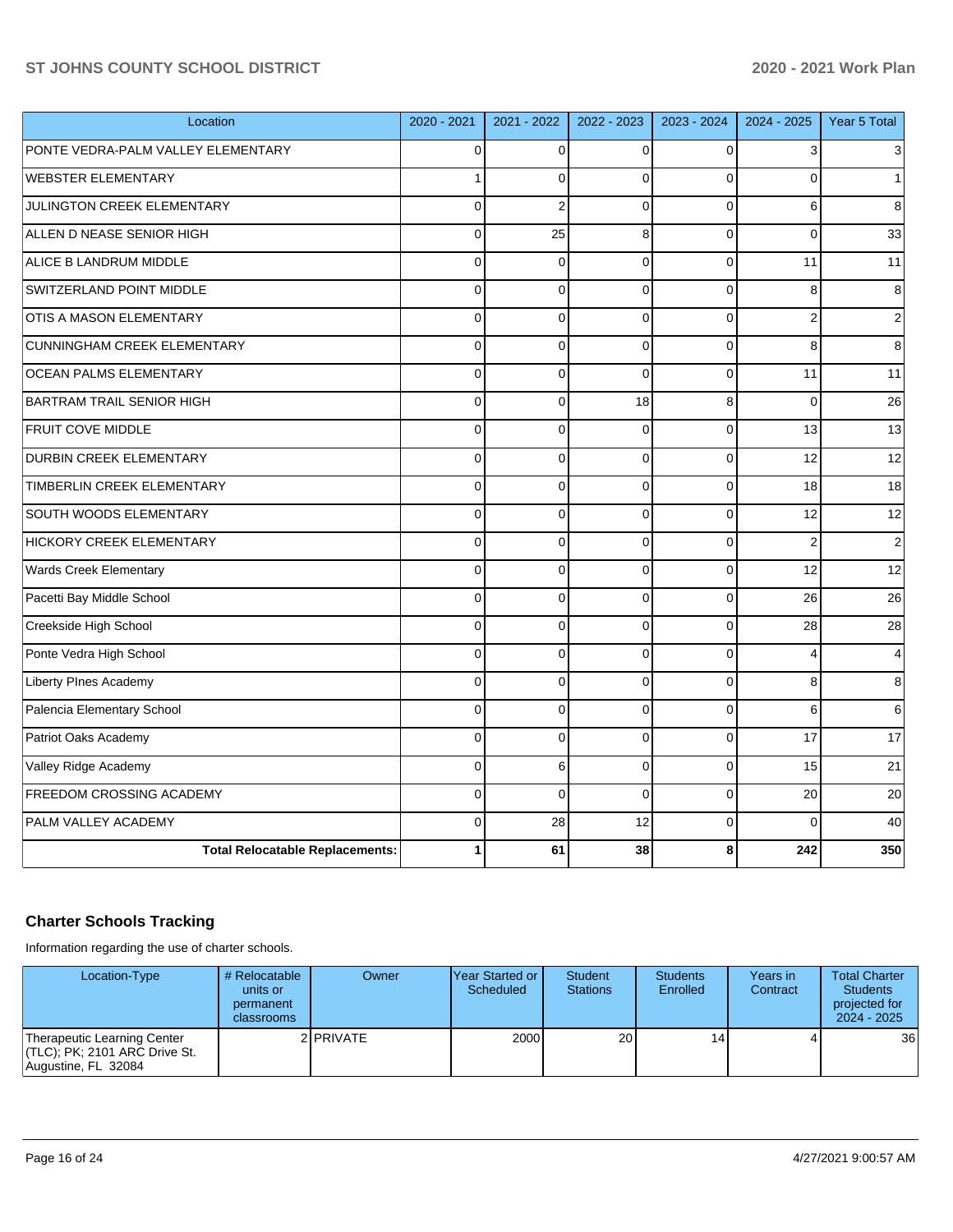| Location | 2020 - 2021 | 2021 - 2022 | 2022 - 2023 | 2023 - 2024 | 2024 - 2025 | Year 5 Total |
|---|---|---|---|---|---|---|
| PONTE VEDRA-PALM VALLEY ELEMENTARY | 0 | 0 | 0 | 0 | 3 | 3 |
| WEBSTER ELEMENTARY | 1 | 0 | 0 | 0 | 0 | 1 |
| JULINGTON CREEK ELEMENTARY | 0 | 2 | 0 | 0 | 6 | 8 |
| ALLEN D NEASE SENIOR HIGH | 0 | 25 | 8 | 0 | 0 | 33 |
| ALICE B LANDRUM MIDDLE | 0 | 0 | 0 | 0 | 11 | 11 |
| SWITZERLAND POINT MIDDLE | 0 | 0 | 0 | 0 | 8 | 8 |
| OTIS A MASON ELEMENTARY | 0 | 0 | 0 | 0 | 2 | 2 |
| CUNNINGHAM CREEK ELEMENTARY | 0 | 0 | 0 | 0 | 8 | 8 |
| OCEAN PALMS ELEMENTARY | 0 | 0 | 0 | 0 | 11 | 11 |
| BARTRAM TRAIL SENIOR HIGH | 0 | 0 | 18 | 8 | 0 | 26 |
| FRUIT COVE MIDDLE | 0 | 0 | 0 | 0 | 13 | 13 |
| DURBIN CREEK ELEMENTARY | 0 | 0 | 0 | 0 | 12 | 12 |
| TIMBERLIN CREEK ELEMENTARY | 0 | 0 | 0 | 0 | 18 | 18 |
| SOUTH WOODS ELEMENTARY | 0 | 0 | 0 | 0 | 12 | 12 |
| HICKORY CREEK ELEMENTARY | 0 | 0 | 0 | 0 | 2 | 2 |
| Wards Creek Elementary | 0 | 0 | 0 | 0 | 12 | 12 |
| Pacetti Bay Middle School | 0 | 0 | 0 | 0 | 26 | 26 |
| Creekside High School | 0 | 0 | 0 | 0 | 28 | 28 |
| Ponte Vedra High School | 0 | 0 | 0 | 0 | 4 | 4 |
| Liberty PInes Academy | 0 | 0 | 0 | 0 | 8 | 8 |
| Palencia Elementary School | 0 | 0 | 0 | 0 | 6 | 6 |
| Patriot Oaks Academy | 0 | 0 | 0 | 0 | 17 | 17 |
| Valley Ridge Academy | 0 | 6 | 0 | 0 | 15 | 21 |
| FREEDOM CROSSING ACADEMY | 0 | 0 | 0 | 0 | 20 | 20 |
| PALM VALLEY ACADEMY | 0 | 28 | 12 | 0 | 0 | 40 |
| **Total Relocatable Replacements:** | **1** | **61** | **38** | **8** | **242** | **350** |

## Charter Schools Tracking

Information regarding the use of charter schools.

| Location-Type | # Relocatable units or permanent classrooms | Owner | Year Started or Scheduled | Student Stations | Students Enrolled | Years in Contract | Total Charter Students projected for 2024 - 2025 |
|---|---|---|---|---|---|---|---|
| Therapeutic Learning Center (TLC); PK; 2101 ARC Drive St. Augustine, FL 32084 | 2 | PRIVATE | 2000 | 20 | 14 | 4 | 36 |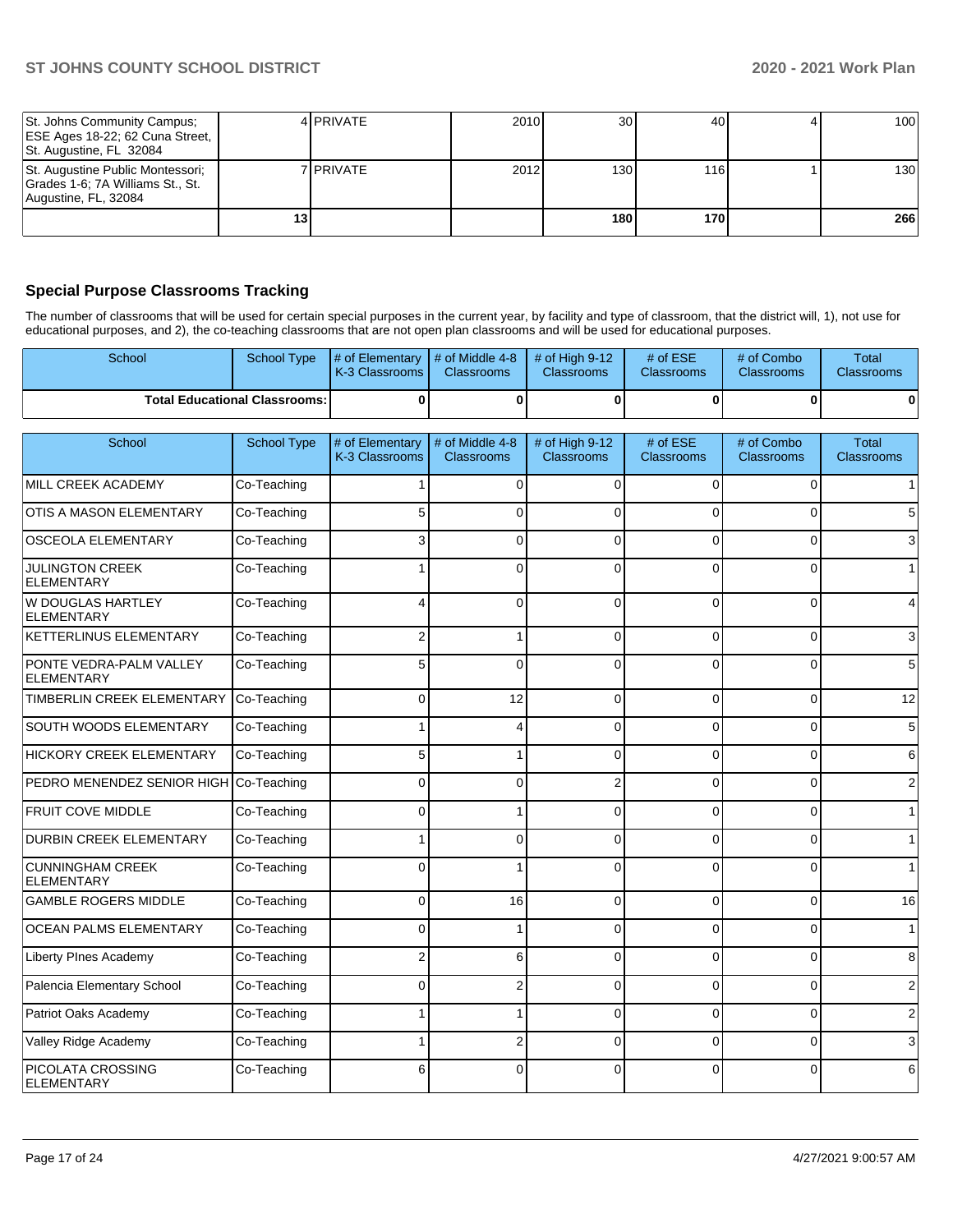| | | | | | | |
|---|---|---|---|---|---|---|
| St. Johns Community Campus; ESE Ages 18-22; 62 Cuna Street, St. Augustine, FL 32084 | 4 | PRIVATE | 2010 | 30 | 40 | 4 | 100 |
| St. Augustine Public Montessori; Grades 1-6; 7A Williams St., St. Augustine, FL, 32084 | 7 | PRIVATE | 2012 | 130 | 116 | 1 | 130 |
| | 13 | | | 180 | 170 | | 266 |

## Special Purpose Classrooms Tracking

The number of classrooms that will be used for certain special purposes in the current year, by facility and type of classroom, that the district will, 1), not use for educational purposes, and 2), the co-teaching classrooms that are not open plan classrooms and will be used for educational purposes.

| School | School Type | # of Elementary K-3 Classrooms | # of Middle 4-8 Classrooms | # of High 9-12 Classrooms | # of ESE Classrooms | # of Combo Classrooms | Total Classrooms |
|---|---|---|---|---|---|---|---|
| **Total Educational Classrooms:** | | **0** | **0** | **0** | **0** | **0** | **0** |

| School | School Type | # of Elementary K-3 Classrooms | # of Middle 4-8 Classrooms | # of High 9-12 Classrooms | # of ESE Classrooms | # of Combo Classrooms | Total Classrooms |
|---|---|---|---|---|---|---|---|
| MILL CREEK ACADEMY | Co-Teaching | 1 | 0 | 0 | 0 | 0 | 1 |
| OTIS A MASON ELEMENTARY | Co-Teaching | 5 | 0 | 0 | 0 | 0 | 5 |
| OSCEOLA ELEMENTARY | Co-Teaching | 3 | 0 | 0 | 0 | 0 | 3 |
| JULINGTON CREEK ELEMENTARY | Co-Teaching | 1 | 0 | 0 | 0 | 0 | 1 |
| W DOUGLAS HARTLEY ELEMENTARY | Co-Teaching | 4 | 0 | 0 | 0 | 0 | 4 |
| KETTERLINUS ELEMENTARY | Co-Teaching | 2 | 1 | 0 | 0 | 0 | 3 |
| PONTE VEDRA-PALM VALLEY ELEMENTARY | Co-Teaching | 5 | 0 | 0 | 0 | 0 | 5 |
| TIMBERLIN CREEK ELEMENTARY | Co-Teaching | 0 | 12 | 0 | 0 | 0 | 12 |
| SOUTH WOODS ELEMENTARY | Co-Teaching | 1 | 4 | 0 | 0 | 0 | 5 |
| HICKORY CREEK ELEMENTARY | Co-Teaching | 5 | 1 | 0 | 0 | 0 | 6 |
| PEDRO MENENDEZ SENIOR HIGH | Co-Teaching | 0 | 0 | 2 | 0 | 0 | 2 |
| FRUIT COVE MIDDLE | Co-Teaching | 0 | 1 | 0 | 0 | 0 | 1 |
| DURBIN CREEK ELEMENTARY | Co-Teaching | 1 | 0 | 0 | 0 | 0 | 1 |
| CUNNINGHAM CREEK ELEMENTARY | Co-Teaching | 0 | 1 | 0 | 0 | 0 | 1 |
| GAMBLE ROGERS MIDDLE | Co-Teaching | 0 | 16 | 0 | 0 | 0 | 16 |
| OCEAN PALMS ELEMENTARY | Co-Teaching | 0 | 1 | 0 | 0 | 0 | 1 |
| Liberty PInes Academy | Co-Teaching | 2 | 6 | 0 | 0 | 0 | 8 |
| Palencia Elementary School | Co-Teaching | 0 | 2 | 0 | 0 | 0 | 2 |
| Patriot Oaks Academy | Co-Teaching | 1 | 1 | 0 | 0 | 0 | 2 |
| Valley Ridge Academy | Co-Teaching | 1 | 2 | 0 | 0 | 0 | 3 |
| PICOLATA CROSSING ELEMENTARY | Co-Teaching | 6 | 0 | 0 | 0 | 0 | 6 |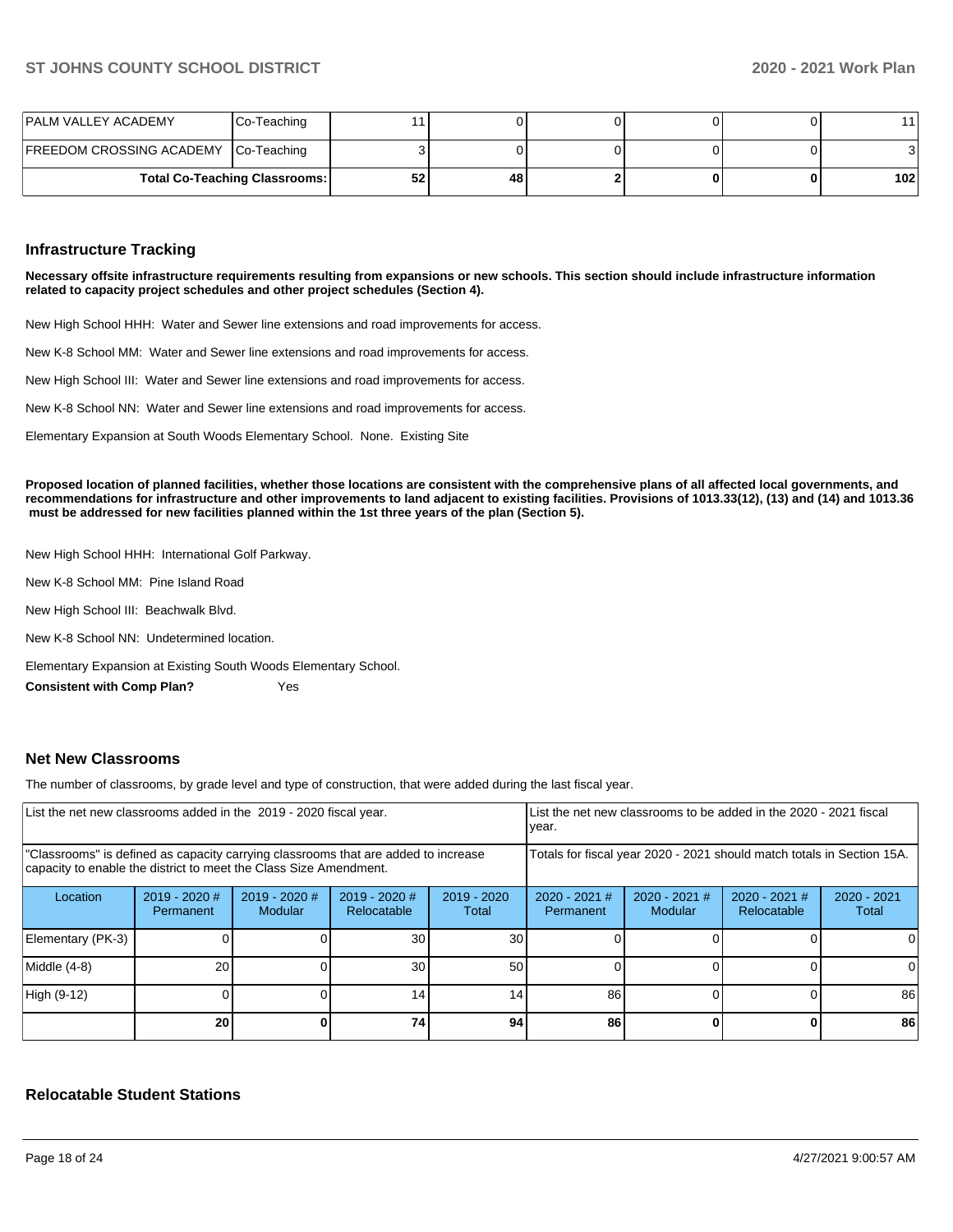| PALM VALLEY ACADEMY | Co-Teaching | 11 | 0 | 0 | 0 | 0 | 11 |
|---|---|---|---|---|---|---|---|
| FREEDOM CROSSING ACADEMY | Co-Teaching | 3 | 0 | 0 | 0 | 0 | 3 |
| **Total Co-Teaching Classrooms:** | | **52** | **48** | **2** | **0** | **0** | **102** |

## Infrastructure Tracking

**Necessary offsite infrastructure requirements resulting from expansions or new schools. This section should include infrastructure information related to capacity project schedules and other project schedules (Section 4).**

New High School HHH: Water and Sewer line extensions and road improvements for access.

New K-8 School MM: Water and Sewer line extensions and road improvements for access.

New High School III: Water and Sewer line extensions and road improvements for access.

New K-8 School NN: Water and Sewer line extensions and road improvements for access.

Elementary Expansion at South Woods Elementary School. None. Existing Site

**Proposed location of planned facilities, whether those locations are consistent with the comprehensive plans of all affected local governments, and recommendations for infrastructure and other improvements to land adjacent to existing facilities. Provisions of 1013.33(12), (13) and (14) and 1013.36 must be addressed for new facilities planned within the 1st three years of the plan (Section 5).**

New High School HHH: International Golf Parkway.

New K-8 School MM: Pine Island Road

New High School III: Beachwalk Blvd.

New K-8 School NN: Undetermined location.

Elementary Expansion at Existing South Woods Elementary School.

**Consistent with Comp Plan?** Yes

## Net New Classrooms

The number of classrooms, by grade level and type of construction, that were added during the last fiscal year.

| List the net new classrooms added in the 2019 - 2020 fiscal year. | | | | | List the net new classrooms to be added in the 2020 - 2021 fiscal year. | | | |
|---|---|---|---|---|---|---|---|---|
| "Classrooms" is defined as capacity carrying classrooms that are added to increase capacity to enable the district to meet the Class Size Amendment. | | | | | Totals for fiscal year 2020 - 2021 should match totals in Section 15A. | | | |
| Location | 2019 - 2020 # Permanent | 2019 - 2020 # Modular | 2019 - 2020 # Relocatable | 2019 - 2020 Total | 2020 - 2021 # Permanent | 2020 - 2021 # Modular | 2020 - 2021 # Relocatable | 2020 - 2021 Total |
| Elementary (PK-3) | 0 | 0 | 30 | 30 | 0 | 0 | 0 | 0 |
| Middle (4-8) | 20 | 0 | 30 | 50 | 0 | 0 | 0 | 0 |
| High (9-12) | 0 | 0 | 14 | 14 | 86 | 0 | 0 | 86 |
| | **20** | **0** | **74** | **94** | **86** | **0** | **0** | **86** |

## Relocatable Student Stations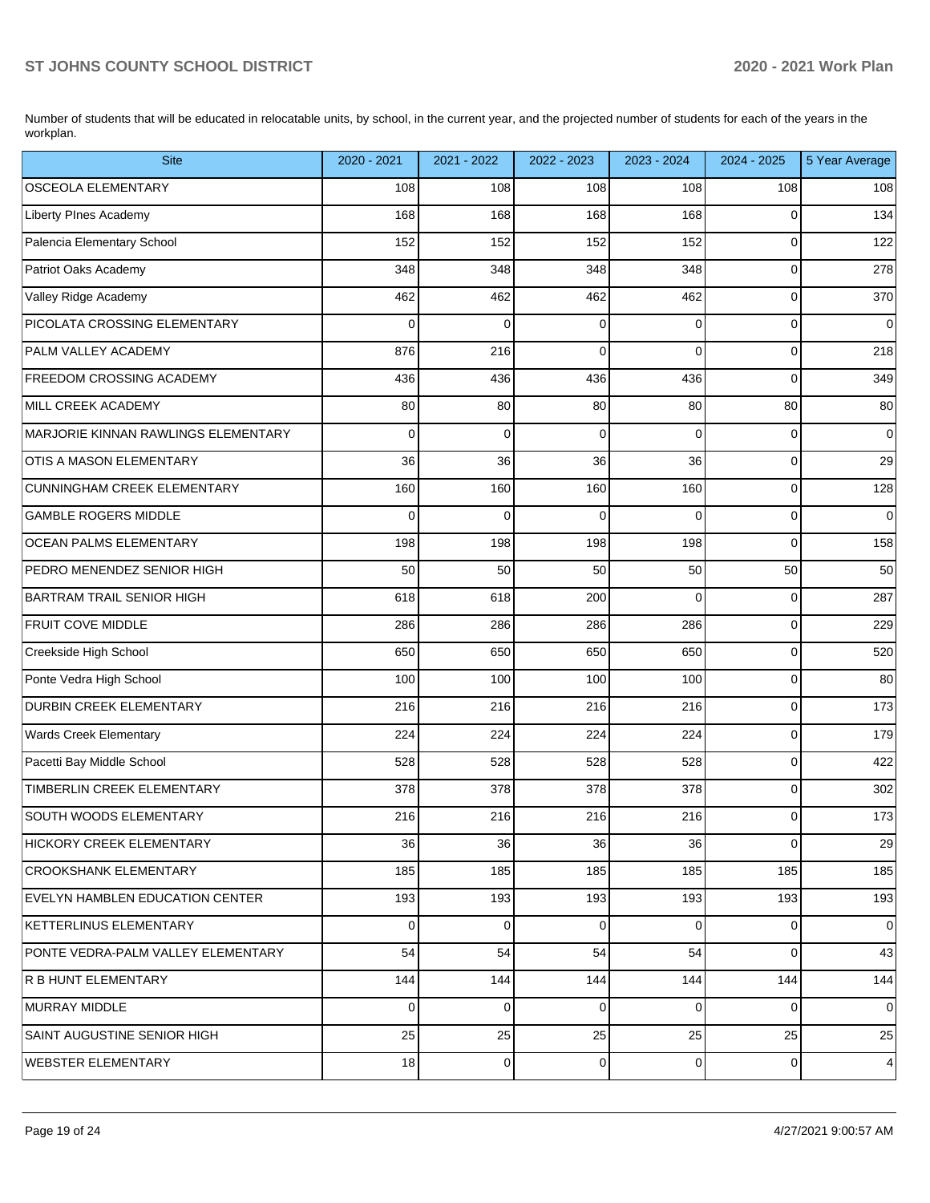Number of students that will be educated in relocatable units, by school, in the current year, and the projected number of students for each of the years in the workplan.

| Site | 2020 - 2021 | 2021 - 2022 | 2022 - 2023 | 2023 - 2024 | 2024 - 2025 | 5 Year Average |
|---|---|---|---|---|---|---|
| OSCEOLA ELEMENTARY | 108 | 108 | 108 | 108 | 108 | 108 |
| Liberty PInes Academy | 168 | 168 | 168 | 168 | 0 | 134 |
| Palencia Elementary School | 152 | 152 | 152 | 152 | 0 | 122 |
| Patriot Oaks Academy | 348 | 348 | 348 | 348 | 0 | 278 |
| Valley Ridge Academy | 462 | 462 | 462 | 462 | 0 | 370 |
| PICOLATA CROSSING ELEMENTARY | 0 | 0 | 0 | 0 | 0 | 0 |
| PALM VALLEY ACADEMY | 876 | 216 | 0 | 0 | 0 | 218 |
| FREEDOM CROSSING ACADEMY | 436 | 436 | 436 | 436 | 0 | 349 |
| MILL CREEK ACADEMY | 80 | 80 | 80 | 80 | 80 | 80 |
| MARJORIE KINNAN RAWLINGS ELEMENTARY | 0 | 0 | 0 | 0 | 0 | 0 |
| OTIS A MASON ELEMENTARY | 36 | 36 | 36 | 36 | 0 | 29 |
| CUNNINGHAM CREEK ELEMENTARY | 160 | 160 | 160 | 160 | 0 | 128 |
| GAMBLE ROGERS MIDDLE | 0 | 0 | 0 | 0 | 0 | 0 |
| OCEAN PALMS ELEMENTARY | 198 | 198 | 198 | 198 | 0 | 158 |
| PEDRO MENENDEZ SENIOR HIGH | 50 | 50 | 50 | 50 | 50 | 50 |
| BARTRAM TRAIL SENIOR HIGH | 618 | 618 | 200 | 0 | 0 | 287 |
| FRUIT COVE MIDDLE | 286 | 286 | 286 | 286 | 0 | 229 |
| Creekside High School | 650 | 650 | 650 | 650 | 0 | 520 |
| Ponte Vedra High School | 100 | 100 | 100 | 100 | 0 | 80 |
| DURBIN CREEK ELEMENTARY | 216 | 216 | 216 | 216 | 0 | 173 |
| Wards Creek Elementary | 224 | 224 | 224 | 224 | 0 | 179 |
| Pacetti Bay Middle School | 528 | 528 | 528 | 528 | 0 | 422 |
| TIMBERLIN CREEK ELEMENTARY | 378 | 378 | 378 | 378 | 0 | 302 |
| SOUTH WOODS ELEMENTARY | 216 | 216 | 216 | 216 | 0 | 173 |
| HICKORY CREEK ELEMENTARY | 36 | 36 | 36 | 36 | 0 | 29 |
| CROOKSHANK ELEMENTARY | 185 | 185 | 185 | 185 | 185 | 185 |
| EVELYN HAMBLEN EDUCATION CENTER | 193 | 193 | 193 | 193 | 193 | 193 |
| KETTERLINUS ELEMENTARY | 0 | 0 | 0 | 0 | 0 | 0 |
| PONTE VEDRA-PALM VALLEY ELEMENTARY | 54 | 54 | 54 | 54 | 0 | 43 |
| R B HUNT ELEMENTARY | 144 | 144 | 144 | 144 | 144 | 144 |
| MURRAY MIDDLE | 0 | 0 | 0 | 0 | 0 | 0 |
| SAINT AUGUSTINE SENIOR HIGH | 25 | 25 | 25 | 25 | 25 | 25 |
| WEBSTER ELEMENTARY | 18 | 0 | 0 | 0 | 0 | 4 |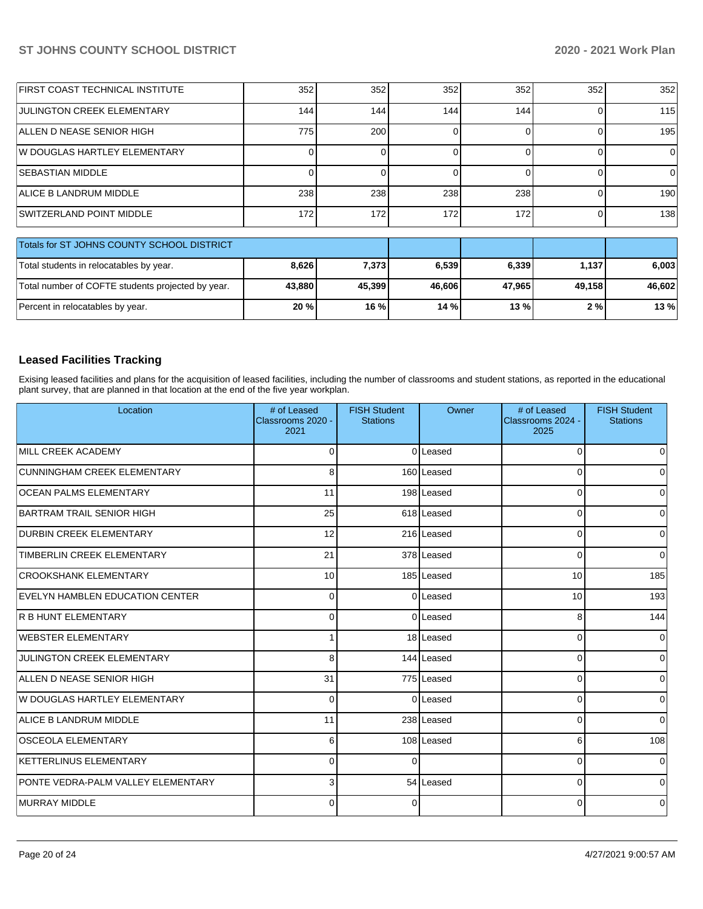| | | | | | | |
|---|---|---|---|---|---|---|
| FIRST COAST TECHNICAL INSTITUTE | 352 | 352 | 352 | 352 | 352 | 352 |
| JULINGTON CREEK ELEMENTARY | 144 | 144 | 144 | 144 | 0 | 115 |
| ALLEN D NEASE SENIOR HIGH | 775 | 200 | 0 | 0 | 0 | 195 |
| W DOUGLAS HARTLEY ELEMENTARY | 0 | 0 | 0 | 0 | 0 | 0 |
| SEBASTIAN MIDDLE | 0 | 0 | 0 | 0 | 0 | 0 |
| ALICE B LANDRUM MIDDLE | 238 | 238 | 238 | 238 | 0 | 190 |
| SWITZERLAND POINT MIDDLE | 172 | 172 | 172 | 172 | 0 | 138 |

| Totals for ST JOHNS COUNTY SCHOOL DISTRICT | | | | | | |
|---|---|---|---|---|---|---|
| Total students in relocatables by year. | **8,626** | **7,373** | **6,539** | **6,339** | **1,137** | **6,003** |
| Total number of COFTE students projected by year. | **43,880** | **45,399** | **46,606** | **47,965** | **49,158** | **46,602** |
| Percent in relocatables by year. | **20 %** | **16 %** | **14 %** | **13 %** | **2 %** | **13 %** |

## Leased Facilities Tracking

Exising leased facilities and plans for the acquisition of leased facilities, including the number of classrooms and student stations, as reported in the educational plant survey, that are planned in that location at the end of the five year workplan.

| Location | # of Leased Classrooms 2020 - 2021 | FISH Student Stations | Owner | # of Leased Classrooms 2024 - 2025 | FISH Student Stations |
|---|---|---|---|---|---|
| MILL CREEK ACADEMY | 0 | 0 | Leased | 0 | 0 |
| CUNNINGHAM CREEK ELEMENTARY | 8 | 160 | Leased | 0 | 0 |
| OCEAN PALMS ELEMENTARY | 11 | 198 | Leased | 0 | 0 |
| BARTRAM TRAIL SENIOR HIGH | 25 | 618 | Leased | 0 | 0 |
| DURBIN CREEK ELEMENTARY | 12 | 216 | Leased | 0 | 0 |
| TIMBERLIN CREEK ELEMENTARY | 21 | 378 | Leased | 0 | 0 |
| CROOKSHANK ELEMENTARY | 10 | 185 | Leased | 10 | 185 |
| EVELYN HAMBLEN EDUCATION CENTER | 0 | 0 | Leased | 10 | 193 |
| R B HUNT ELEMENTARY | 0 | 0 | Leased | 8 | 144 |
| WEBSTER ELEMENTARY | 1 | 18 | Leased | 0 | 0 |
| JULINGTON CREEK ELEMENTARY | 8 | 144 | Leased | 0 | 0 |
| ALLEN D NEASE SENIOR HIGH | 31 | 775 | Leased | 0 | 0 |
| W DOUGLAS HARTLEY ELEMENTARY | 0 | 0 | Leased | 0 | 0 |
| ALICE B LANDRUM MIDDLE | 11 | 238 | Leased | 0 | 0 |
| OSCEOLA ELEMENTARY | 6 | 108 | Leased | 6 | 108 |
| KETTERLINUS ELEMENTARY | 0 | 0 | | 0 | 0 |
| PONTE VEDRA-PALM VALLEY ELEMENTARY | 3 | 54 | Leased | 0 | 0 |
| MURRAY MIDDLE | 0 | 0 | | 0 | 0 |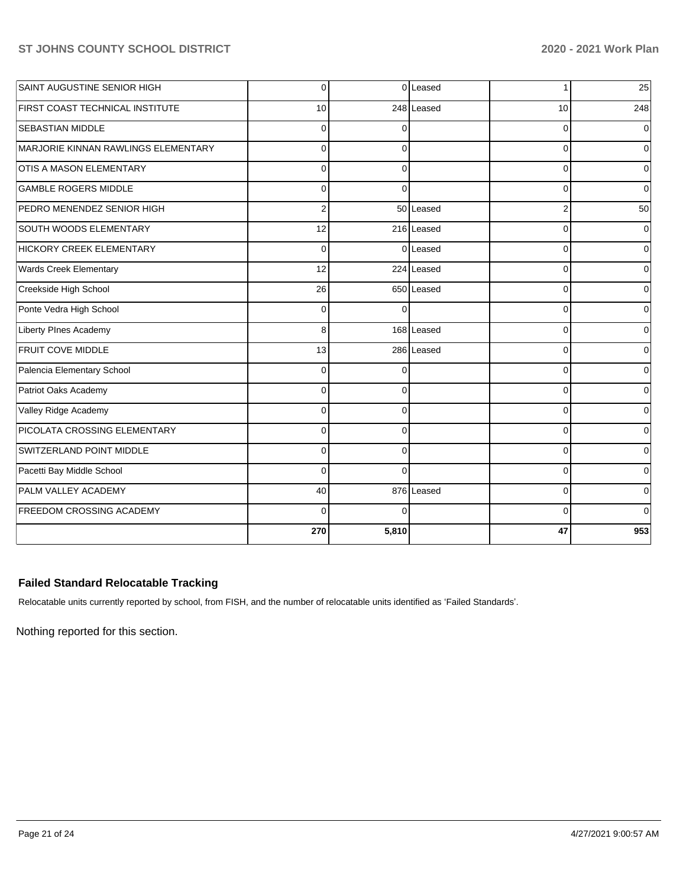| | | | | | |
|---|---|---|---|---|---|
| SAINT AUGUSTINE SENIOR HIGH | 0 | 0 | Leased | 1 | 25 |
| FIRST COAST TECHNICAL INSTITUTE | 10 | 248 | Leased | 10 | 248 |
| SEBASTIAN MIDDLE | 0 | 0 | | 0 | 0 |
| MARJORIE KINNAN RAWLINGS ELEMENTARY | 0 | 0 | | 0 | 0 |
| OTIS A MASON ELEMENTARY | 0 | 0 | | 0 | 0 |
| GAMBLE ROGERS MIDDLE | 0 | 0 | | 0 | 0 |
| PEDRO MENENDEZ SENIOR HIGH | 2 | 50 | Leased | 2 | 50 |
| SOUTH WOODS ELEMENTARY | 12 | 216 | Leased | 0 | 0 |
| HICKORY CREEK ELEMENTARY | 0 | 0 | Leased | 0 | 0 |
| Wards Creek Elementary | 12 | 224 | Leased | 0 | 0 |
| Creekside High School | 26 | 650 | Leased | 0 | 0 |
| Ponte Vedra High School | 0 | 0 | | 0 | 0 |
| Liberty PInes Academy | 8 | 168 | Leased | 0 | 0 |
| FRUIT COVE MIDDLE | 13 | 286 | Leased | 0 | 0 |
| Palencia Elementary School | 0 | 0 | | 0 | 0 |
| Patriot Oaks Academy | 0 | 0 | | 0 | 0 |
| Valley Ridge Academy | 0 | 0 | | 0 | 0 |
| PICOLATA CROSSING ELEMENTARY | 0 | 0 | | 0 | 0 |
| SWITZERLAND POINT MIDDLE | 0 | 0 | | 0 | 0 |
| Pacetti Bay Middle School | 0 | 0 | | 0 | 0 |
| PALM VALLEY ACADEMY | 40 | 876 | Leased | 0 | 0 |
| FREEDOM CROSSING ACADEMY | 0 | 0 | | 0 | 0 |
| | **270** | **5,810** | | **47** | **953** |

### Failed Standard Relocatable Tracking

Relocatable units currently reported by school, from FISH, and the number of relocatable units identified as 'Failed Standards'.

Nothing reported for this section.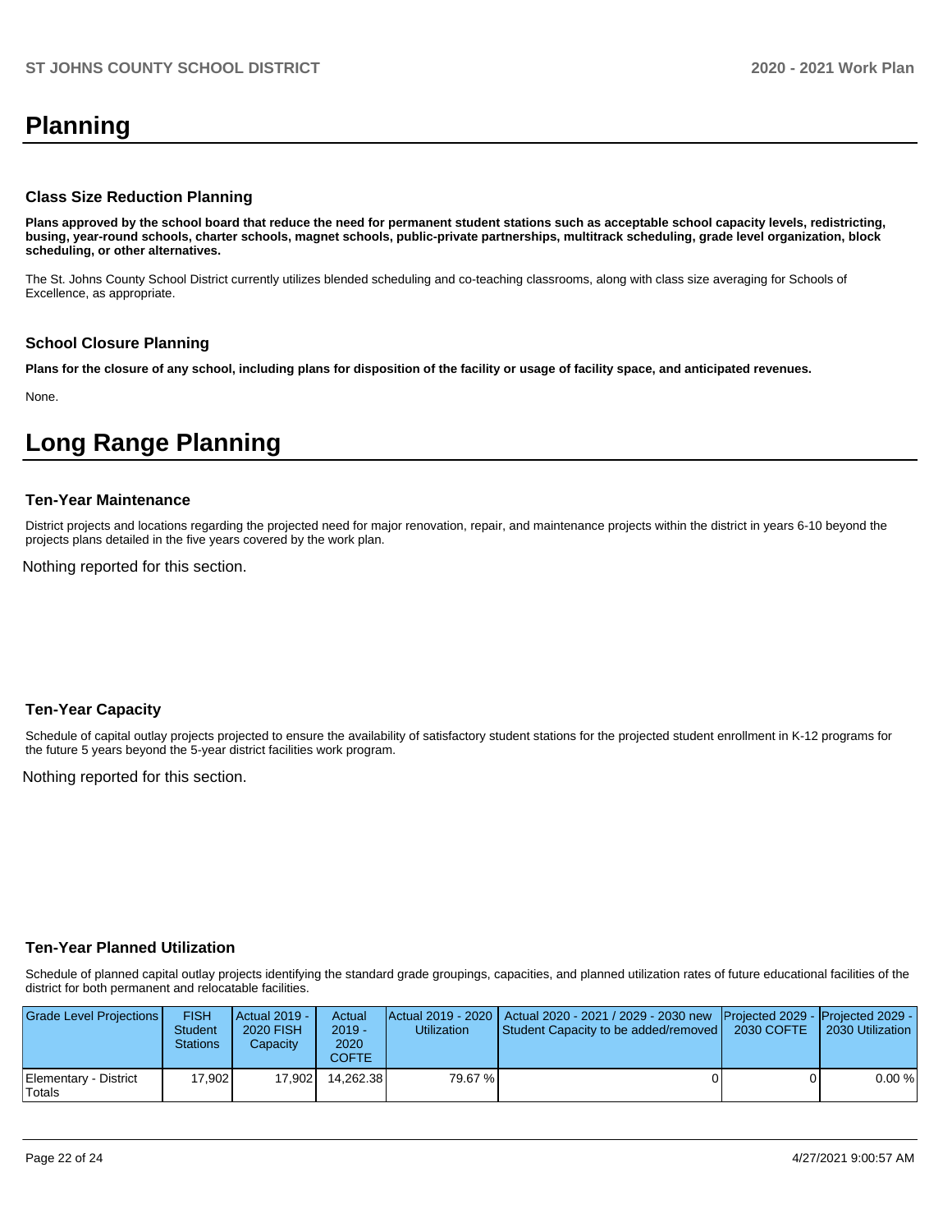# Planning

### Class Size Reduction Planning

**Plans approved by the school board that reduce the need for permanent student stations such as acceptable school capacity levels, redistricting, busing, year-round schools, charter schools, magnet schools, public-private partnerships, multitrack scheduling, grade level organization, block scheduling, or other alternatives.**

The St. Johns County School District currently utilizes blended scheduling and co-teaching classrooms, along with class size averaging for Schools of Excellence, as appropriate.

### School Closure Planning

**Plans for the closure of any school, including plans for disposition of the facility or usage of facility space, and anticipated revenues.**

None.

# Long Range Planning

### Ten-Year Maintenance

District projects and locations regarding the projected need for major renovation, repair, and maintenance projects within the district in years 6-10 beyond the projects plans detailed in the five years covered by the work plan.

Nothing reported for this section.

### Ten-Year Capacity

Schedule of capital outlay projects projected to ensure the availability of satisfactory student stations for the projected student enrollment in K-12 programs for the future 5 years beyond the 5-year district facilities work program.

Nothing reported for this section.

### Ten-Year Planned Utilization

Schedule of planned capital outlay projects identifying the standard grade groupings, capacities, and planned utilization rates of future educational facilities of the district for both permanent and relocatable facilities.

| Grade Level Projections | FISH Student Stations | Actual 2019 - 2020 FISH Capacity | Actual 2019 - 2020 COFTE | Actual 2019 - 2020 Utilization | Actual 2020 - 2021 / 2029 - 2030 new Student Capacity to be added/removed | Projected 2029 - 2030 COFTE | Projected 2029 - 2030 Utilization |
|---|---|---|---|---|---|---|---|
| Elementary - District Totals | 17,902 | 17,902 | 14,262.38 | 79.67 % | 0 | 0 | 0.00 % |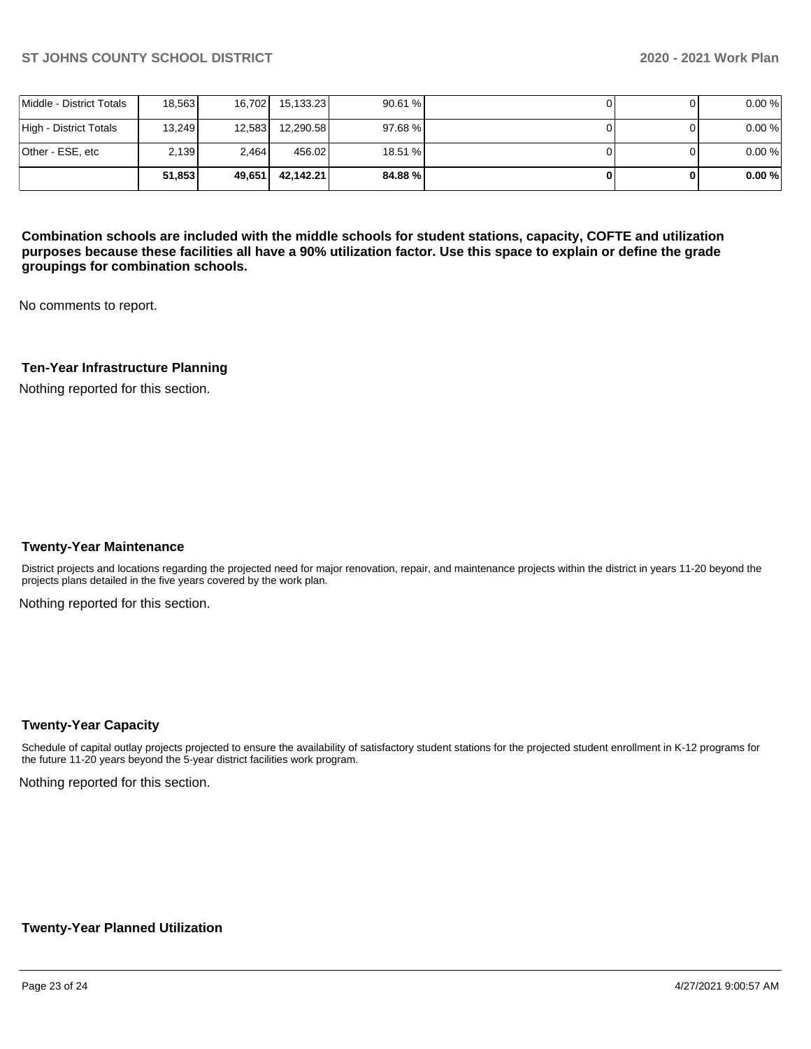| | | | | | | | |
|---|---|---|---|---|---|---|---|
| Middle - District Totals | 18,563 | 16,702 | 15,133.23 | 90.61 % | 0 | 0 | 0.00 % |
| High - District Totals | 13,249 | 12,583 | 12,290.58 | 97.68 % | 0 | 0 | 0.00 % |
| Other - ESE, etc | 2,139 | 2,464 | 456.02 | 18.51 % | 0 | 0 | 0.00 % |
| | **51,853** | **49,651** | **42,142.21** | **84.88 %** | **0** | **0** | **0.00 %** |

**Combination schools are included with the middle schools for student stations, capacity, COFTE and utilization purposes because these facilities all have a 90% utilization factor. Use this space to explain or define the grade groupings for combination schools.**

No comments to report.

### Ten-Year Infrastructure Planning

Nothing reported for this section.

### Twenty-Year Maintenance

District projects and locations regarding the projected need for major renovation, repair, and maintenance projects within the district in years 11-20 beyond the projects plans detailed in the five years covered by the work plan.

Nothing reported for this section.

### Twenty-Year Capacity

Schedule of capital outlay projects projected to ensure the availability of satisfactory student stations for the projected student enrollment in K-12 programs for the future 11-20 years beyond the 5-year district facilities work program.

Nothing reported for this section.

### Twenty-Year Planned Utilization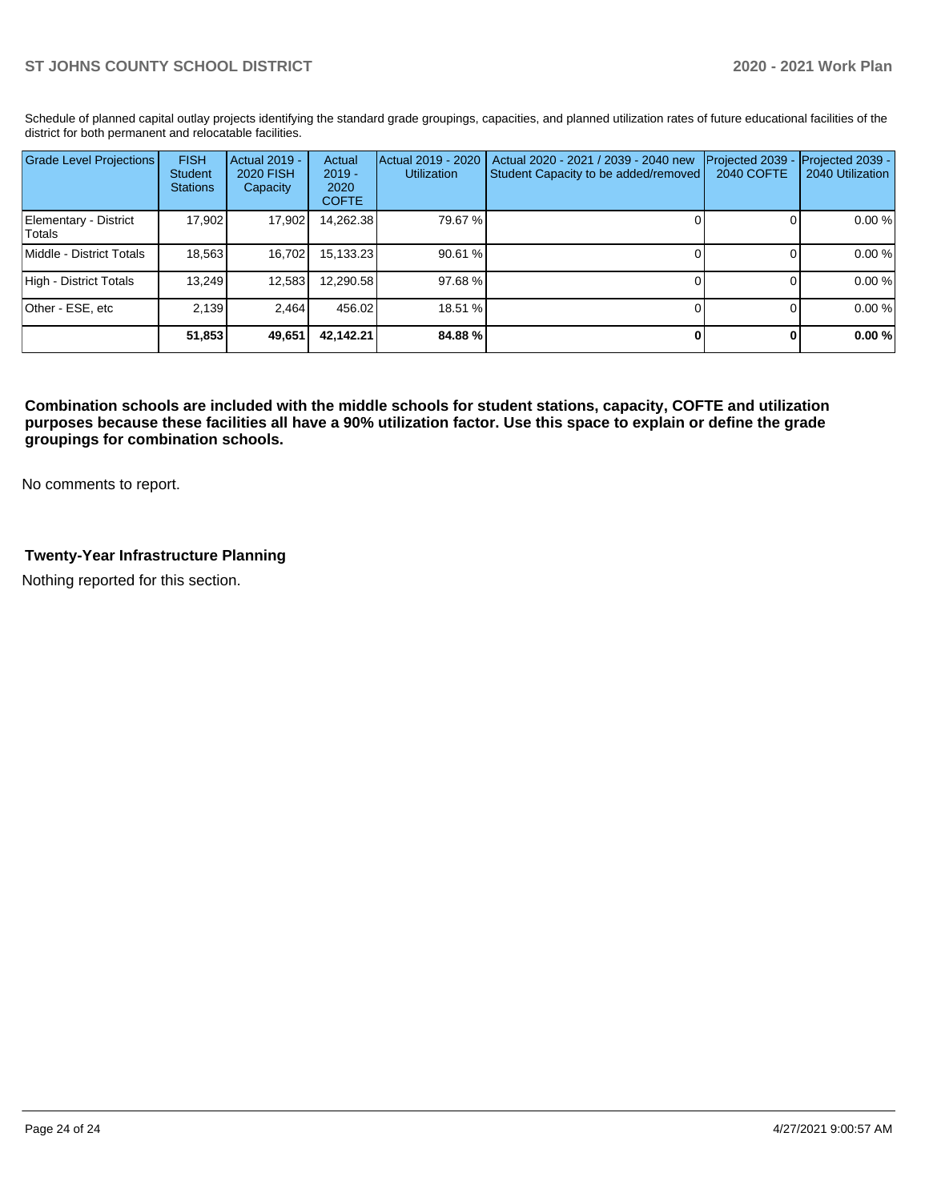Schedule of planned capital outlay projects identifying the standard grade groupings, capacities, and planned utilization rates of future educational facilities of the district for both permanent and relocatable facilities.

| Grade Level Projections | FISH Student Stations | Actual 2019 - 2020 FISH Capacity | Actual 2019 - 2020 COFTE | Actual 2019 - 2020 Utilization | Actual 2020 - 2021 / 2039 - 2040 new Student Capacity to be added/removed | Projected 2039 - 2040 COFTE | Projected 2039 - 2040 Utilization |
|---|---|---|---|---|---|---|---|
| Elementary - District Totals | 17,902 | 17,902 | 14,262.38 | 79.67 % | 0 | 0 | 0.00 % |
| Middle - District Totals | 18,563 | 16,702 | 15,133.23 | 90.61 % | 0 | 0 | 0.00 % |
| High - District Totals | 13,249 | 12,583 | 12,290.58 | 97.68 % | 0 | 0 | 0.00 % |
| Other - ESE, etc | 2,139 | 2,464 | 456.02 | 18.51 % | 0 | 0 | 0.00 % |
| | **51,853** | **49,651** | **42,142.21** | **84.88 %** | **0** | **0** | **0.00 %** |

**Combination schools are included with the middle schools for student stations, capacity, COFTE and utilization purposes because these facilities all have a 90% utilization factor. Use this space to explain or define the grade groupings for combination schools.**

No comments to report.

### Twenty-Year Infrastructure Planning

Nothing reported for this section.